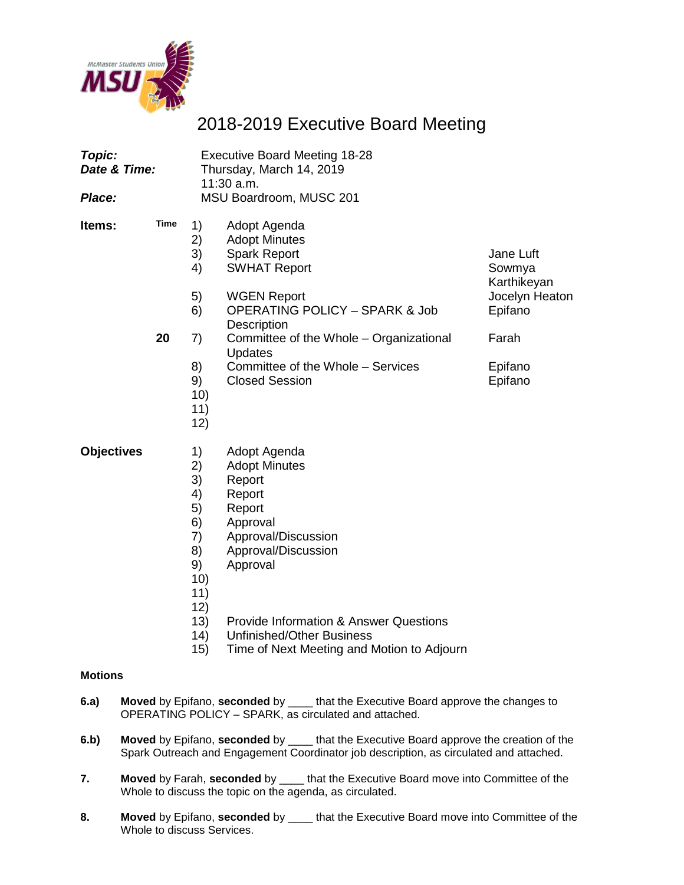# 2018-2019 Executive Board Meeting

**_Topic:_** Executive Board Meeting 18-28
**_Date & Time:_** Thursday, March 14, 2019
11:30 a.m.
**_Place:_** MSU Boardroom, MUSC 201

**Items:**

| Time | # | Item | Presenter |
|---|---|---|---|
| | 1) | Adopt Agenda | |
| | 2) | Adopt Minutes | |
| | 3) | Spark Report | Jane Luft |
| | 4) | SWHAT Report | Sowmya Karthikeyan |
| | 5) | WGEN Report | Jocelyn Heaton |
| | 6) | OPERATING POLICY – SPARK & Job Description | Epifano |
| 20 | 7) | Committee of the Whole – Organizational Updates | Farah |
| | 8) | Committee of the Whole – Services | Epifano |
| | 9) | Closed Session | Epifano |
| | 10) | | |
| | 11) | | |
| | 12) | | |

**Objectives**

1) Adopt Agenda
2) Adopt Minutes
3) Report
4) Report
5) Report
6) Approval
7) Approval/Discussion
8) Approval/Discussion
9) Approval
10)
11)
12)
13) Provide Information & Answer Questions
14) Unfinished/Other Business
15) Time of Next Meeting and Motion to Adjourn

**Motions**

**6.a)** **Moved** by Epifano, **seconded** by ____ that the Executive Board approve the changes to OPERATING POLICY – SPARK, as circulated and attached.

**6.b)** **Moved** by Epifano, **seconded** by ____ that the Executive Board approve the creation of the Spark Outreach and Engagement Coordinator job description, as circulated and attached.

**7.** **Moved** by Farah, **seconded** by ____ that the Executive Board move into Committee of the Whole to discuss the topic on the agenda, as circulated.

**8.** **Moved** by Epifano, **seconded** by ____ that the Executive Board move into Committee of the Whole to discuss Services.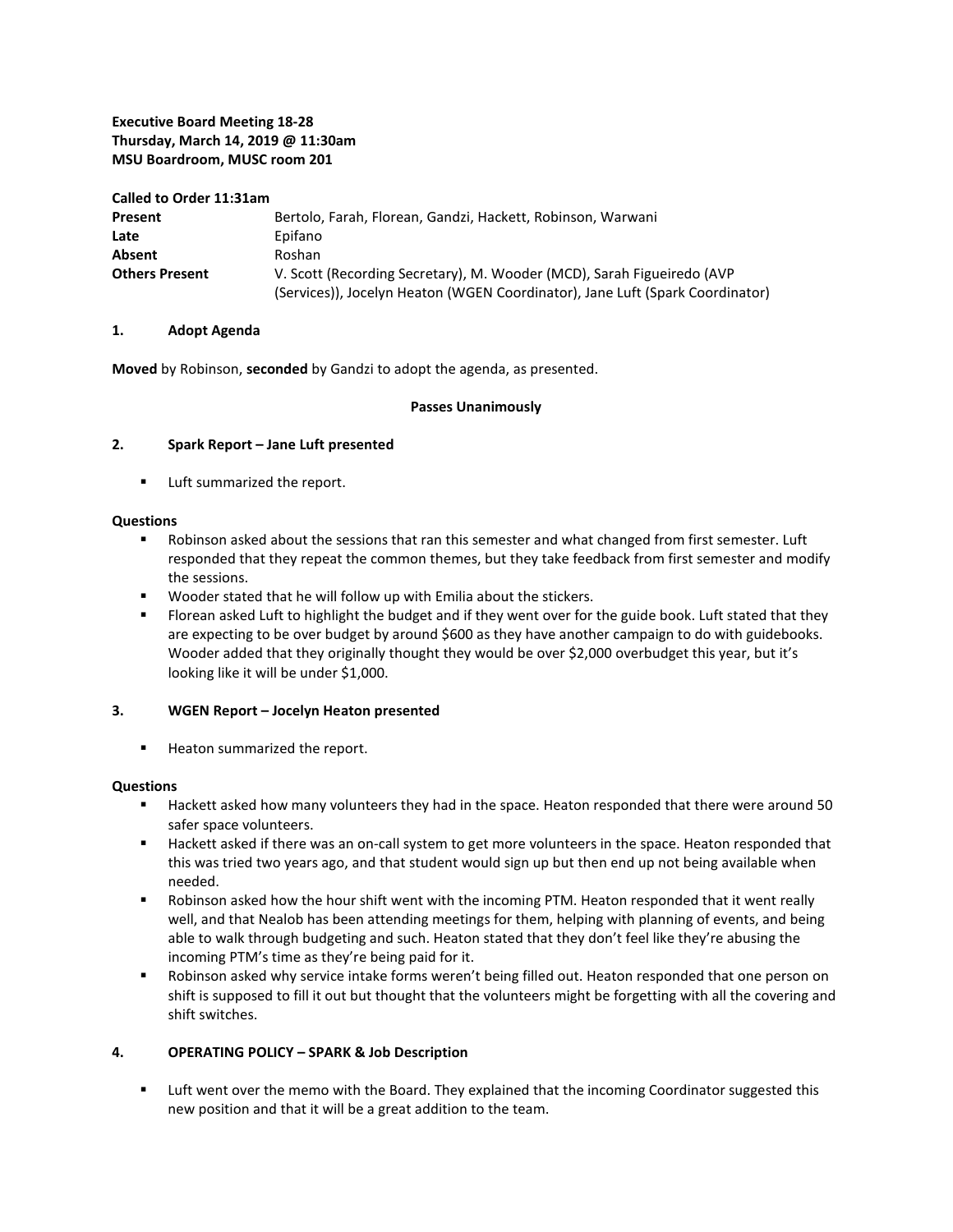**Executive Board Meeting 18-28**
**Thursday, March 14, 2019 @ 11:30am**
**MSU Boardroom, MUSC room 201**

**Called to Order 11:31am**

| | |
|---|---|
| **Present** | Bertolo, Farah, Florean, Gandzi, Hackett, Robinson, Warwani |
| **Late** | Epifano |
| **Absent** | Roshan |
| **Others Present** | V. Scott (Recording Secretary), M. Wooder (MCD), Sarah Figueiredo (AVP (Services)), Jocelyn Heaton (WGEN Coordinator), Jane Luft (Spark Coordinator) |

**1. Adopt Agenda**

**Moved** by Robinson, **seconded** by Gandzi to adopt the agenda, as presented.

**Passes Unanimously**

**2. Spark Report – Jane Luft presented**

- Luft summarized the report.

**Questions**

- Robinson asked about the sessions that ran this semester and what changed from first semester. Luft responded that they repeat the common themes, but they take feedback from first semester and modify the sessions.
- Wooder stated that he will follow up with Emilia about the stickers.
- Florean asked Luft to highlight the budget and if they went over for the guide book. Luft stated that they are expecting to be over budget by around $600 as they have another campaign to do with guidebooks. Wooder added that they originally thought they would be over $2,000 overbudget this year, but it's looking like it will be under $1,000.

**3. WGEN Report – Jocelyn Heaton presented**

- Heaton summarized the report.

**Questions**

- Hackett asked how many volunteers they had in the space. Heaton responded that there were around 50 safer space volunteers.
- Hackett asked if there was an on-call system to get more volunteers in the space. Heaton responded that this was tried two years ago, and that student would sign up but then end up not being available when needed.
- Robinson asked how the hour shift went with the incoming PTM. Heaton responded that it went really well, and that Nealob has been attending meetings for them, helping with planning of events, and being able to walk through budgeting and such. Heaton stated that they don't feel like they're abusing the incoming PTM's time as they're being paid for it.
- Robinson asked why service intake forms weren't being filled out. Heaton responded that one person on shift is supposed to fill it out but thought that the volunteers might be forgetting with all the covering and shift switches.

**4. OPERATING POLICY – SPARK & Job Description**

- Luft went over the memo with the Board. They explained that the incoming Coordinator suggested this new position and that it will be a great addition to the team.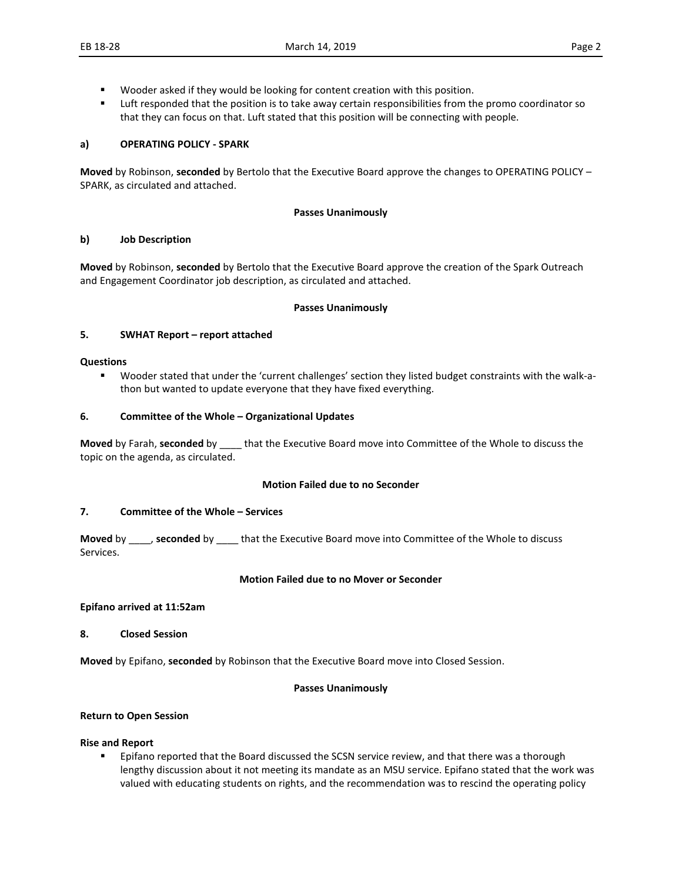- Wooder asked if they would be looking for content creation with this position.
- Luft responded that the position is to take away certain responsibilities from the promo coordinator so that they can focus on that. Luft stated that this position will be connecting with people.

**a) OPERATING POLICY - SPARK**

**Moved** by Robinson, **seconded** by Bertolo that the Executive Board approve the changes to OPERATING POLICY – SPARK, as circulated and attached.

**Passes Unanimously**

**b) Job Description**

**Moved** by Robinson, **seconded** by Bertolo that the Executive Board approve the creation of the Spark Outreach and Engagement Coordinator job description, as circulated and attached.

**Passes Unanimously**

**5. SWHAT Report – report attached**

**Questions**

- Wooder stated that under the 'current challenges' section they listed budget constraints with the walk-a-thon but wanted to update everyone that they have fixed everything.

**6. Committee of the Whole – Organizational Updates**

**Moved** by Farah, **seconded** by ____ that the Executive Board move into Committee of the Whole to discuss the topic on the agenda, as circulated.

**Motion Failed due to no Seconder**

**7. Committee of the Whole – Services**

**Moved** by ____, **seconded** by ____ that the Executive Board move into Committee of the Whole to discuss Services.

**Motion Failed due to no Mover or Seconder**

**Epifano arrived at 11:52am**

**8. Closed Session**

**Moved** by Epifano, **seconded** by Robinson that the Executive Board move into Closed Session.

**Passes Unanimously**

**Return to Open Session**

**Rise and Report**

- Epifano reported that the Board discussed the SCSN service review, and that there was a thorough lengthy discussion about it not meeting its mandate as an MSU service. Epifano stated that the work was valued with educating students on rights, and the recommendation was to rescind the operating policy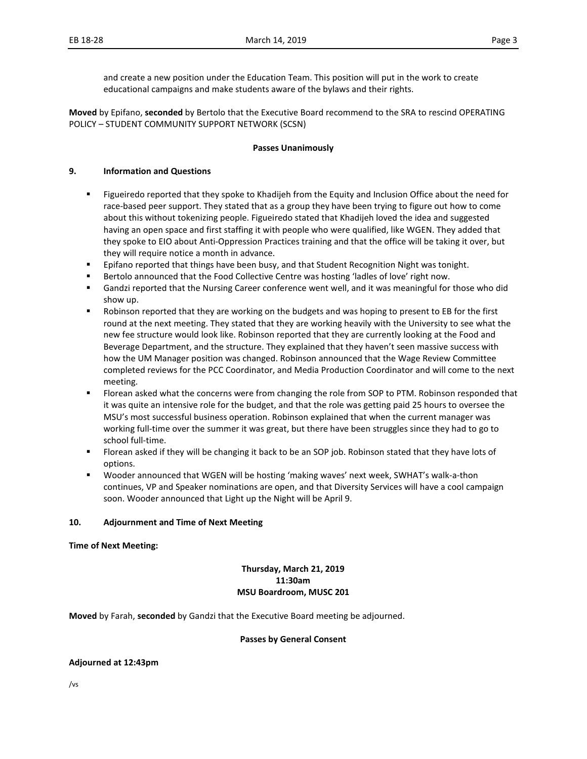and create a new position under the Education Team. This position will put in the work to create educational campaigns and make students aware of the bylaws and their rights.

**Moved** by Epifano, **seconded** by Bertolo that the Executive Board recommend to the SRA to rescind OPERATING POLICY – STUDENT COMMUNITY SUPPORT NETWORK (SCSN)

**Passes Unanimously**

## 9. Information and Questions

- Figueiredo reported that they spoke to Khadijeh from the Equity and Inclusion Office about the need for race-based peer support. They stated that as a group they have been trying to figure out how to come about this without tokenizing people. Figueiredo stated that Khadijeh loved the idea and suggested having an open space and first staffing it with people who were qualified, like WGEN. They added that they spoke to EIO about Anti-Oppression Practices training and that the office will be taking it over, but they will require notice a month in advance.
- Epifano reported that things have been busy, and that Student Recognition Night was tonight.
- Bertolo announced that the Food Collective Centre was hosting 'ladles of love' right now.
- Gandzi reported that the Nursing Career conference went well, and it was meaningful for those who did show up.
- Robinson reported that they are working on the budgets and was hoping to present to EB for the first round at the next meeting. They stated that they are working heavily with the University to see what the new fee structure would look like. Robinson reported that they are currently looking at the Food and Beverage Department, and the structure. They explained that they haven't seen massive success with how the UM Manager position was changed. Robinson announced that the Wage Review Committee completed reviews for the PCC Coordinator, and Media Production Coordinator and will come to the next meeting.
- Florean asked what the concerns were from changing the role from SOP to PTM. Robinson responded that it was quite an intensive role for the budget, and that the role was getting paid 25 hours to oversee the MSU's most successful business operation. Robinson explained that when the current manager was working full-time over the summer it was great, but there have been struggles since they had to go to school full-time.
- Florean asked if they will be changing it back to be an SOP job. Robinson stated that they have lots of options.
- Wooder announced that WGEN will be hosting 'making waves' next week, SWHAT's walk-a-thon continues, VP and Speaker nominations are open, and that Diversity Services will have a cool campaign soon. Wooder announced that Light up the Night will be April 9.

## 10. Adjournment and Time of Next Meeting

**Time of Next Meeting:**

**Thursday, March 21, 2019**
**11:30am**
**MSU Boardroom, MUSC 201**

**Moved** by Farah, **seconded** by Gandzi that the Executive Board meeting be adjourned.

**Passes by General Consent**

**Adjourned at 12:43pm**

/vs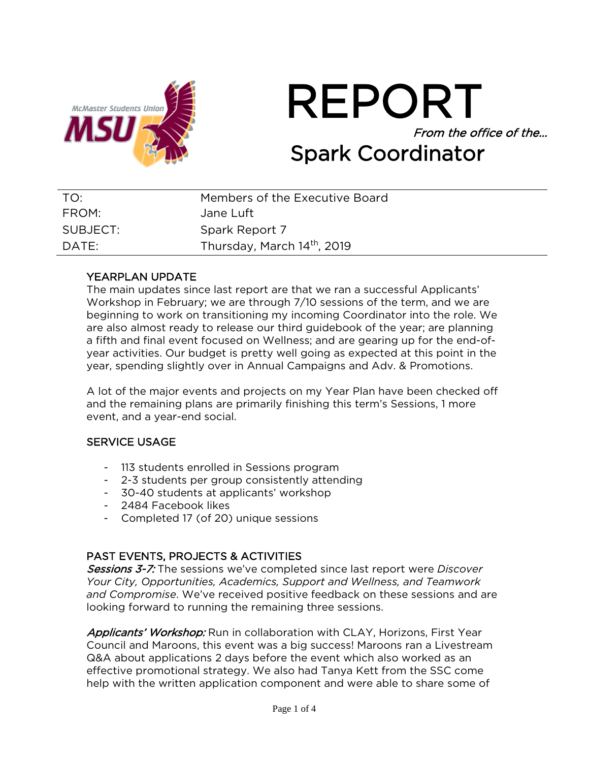# REPORT

*From the office of the…*

## Spark Coordinator

| | |
|---|---|
| TO: | Members of the Executive Board |
| FROM: | Jane Luft |
| SUBJECT: | Spark Report 7 |
| DATE: | Thursday, March 14th, 2019 |

### YEARPLAN UPDATE

The main updates since last report are that we ran a successful Applicants' Workshop in February; we are through 7/10 sessions of the term, and we are beginning to work on transitioning my incoming Coordinator into the role. We are also almost ready to release our third guidebook of the year; are planning a fifth and final event focused on Wellness; and are gearing up for the end-of-year activities. Our budget is pretty well going as expected at this point in the year, spending slightly over in Annual Campaigns and Adv. & Promotions.

A lot of the major events and projects on my Year Plan have been checked off and the remaining plans are primarily finishing this term's Sessions, 1 more event, and a year-end social.

### SERVICE USAGE

- 113 students enrolled in Sessions program
- 2-3 students per group consistently attending
- 30-40 students at applicants' workshop
- 2484 Facebook likes
- Completed 17 (of 20) unique sessions

### PAST EVENTS, PROJECTS & ACTIVITIES

***Sessions 3-7:*** The sessions we've completed since last report were *Discover Your City, Opportunities, Academics, Support and Wellness, and Teamwork and Compromise*. We've received positive feedback on these sessions and are looking forward to running the remaining three sessions.

***Applicants' Workshop:*** Run in collaboration with CLAY, Horizons, First Year Council and Maroons, this event was a big success! Maroons ran a Livestream Q&A about applications 2 days before the event which also worked as an effective promotional strategy. We also had Tanya Kett from the SSC come help with the written application component and were able to share some of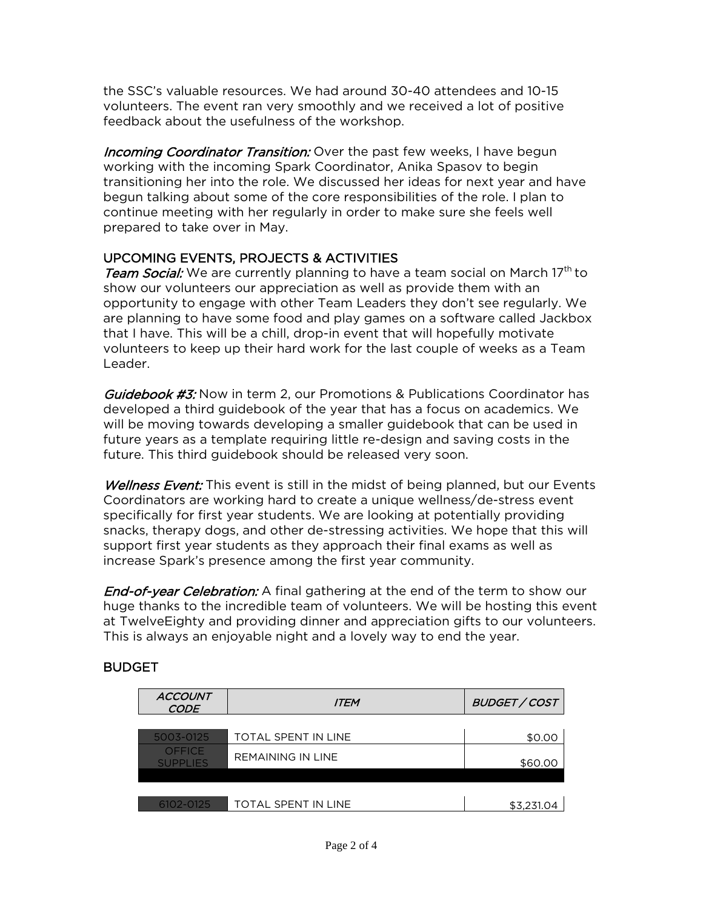the SSC's valuable resources. We had around 30-40 attendees and 10-15 volunteers. The event ran very smoothly and we received a lot of positive feedback about the usefulness of the workshop.

*Incoming Coordinator Transition:* Over the past few weeks, I have begun working with the incoming Spark Coordinator, Anika Spasov to begin transitioning her into the role. We discussed her ideas for next year and have begun talking about some of the core responsibilities of the role. I plan to continue meeting with her regularly in order to make sure she feels well prepared to take over in May.

## UPCOMING EVENTS, PROJECTS & ACTIVITIES

*Team Social:* We are currently planning to have a team social on March 17th to show our volunteers our appreciation as well as provide them with an opportunity to engage with other Team Leaders they don't see regularly. We are planning to have some food and play games on a software called Jackbox that I have. This will be a chill, drop-in event that will hopefully motivate volunteers to keep up their hard work for the last couple of weeks as a Team Leader.

*Guidebook #3:* Now in term 2, our Promotions & Publications Coordinator has developed a third guidebook of the year that has a focus on academics. We will be moving towards developing a smaller guidebook that can be used in future years as a template requiring little re-design and saving costs in the future. This third guidebook should be released very soon.

*Wellness Event:* This event is still in the midst of being planned, but our Events Coordinators are working hard to create a unique wellness/de-stress event specifically for first year students. We are looking at potentially providing snacks, therapy dogs, and other de-stressing activities. We hope that this will support first year students as they approach their final exams as well as increase Spark's presence among the first year community.

*End-of-year Celebration:* A final gathering at the end of the term to show our huge thanks to the incredible team of volunteers. We will be hosting this event at TwelveEighty and providing dinner and appreciation gifts to our volunteers. This is always an enjoyable night and a lovely way to end the year.

## BUDGET

| *ACCOUNT CODE* | *ITEM* | *BUDGET / COST* |
|---|---|---|
| 5003-0125 | TOTAL SPENT IN LINE | $0.00 |
| OFFICE SUPPLIES | REMAINING IN LINE | $60.00 |
| | | |
| 6102-0125 | TOTAL SPENT IN LINE | $3,231.04 |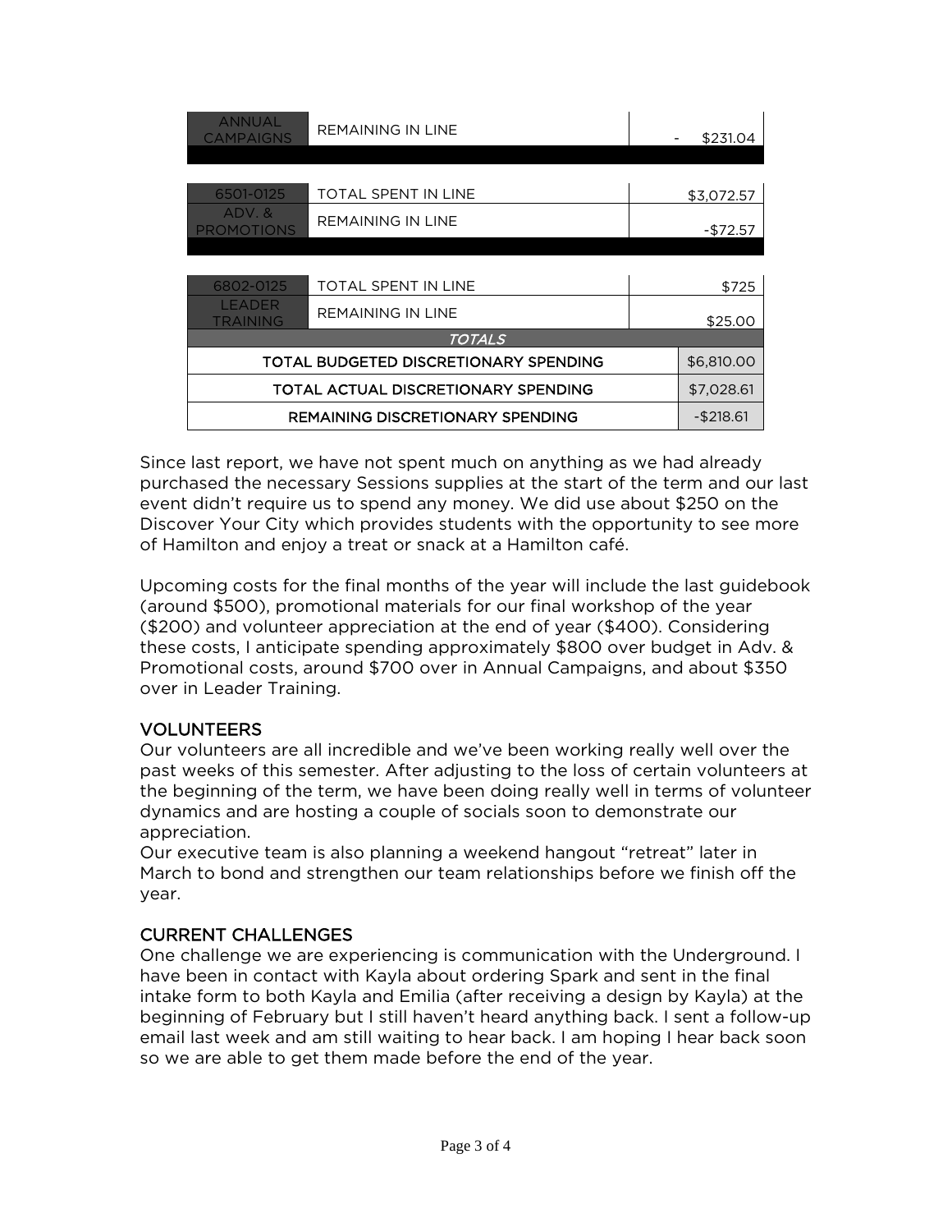| | | |
|---|---|---|
| ANNUAL CAMPAIGNS | REMAINING IN LINE | - $231.04 |

| | | |
|---|---|---|
| 6501-0125 | TOTAL SPENT IN LINE | $3,072.57 |
| ADV. & PROMOTIONS | REMAINING IN LINE | -$72.57 |

| | | |
|---|---|---|
| 6802-0125 | TOTAL SPENT IN LINE | $725 |
| LEADER TRAINING | REMAINING IN LINE | $25.00 |

| *TOTALS* | |
|---|---|
| TOTAL BUDGETED DISCRETIONARY SPENDING | $6,810.00 |
| TOTAL ACTUAL DISCRETIONARY SPENDING | $7,028.61 |
| REMAINING DISCRETIONARY SPENDING | -$218.61 |

Since last report, we have not spent much on anything as we had already purchased the necessary Sessions supplies at the start of the term and our last event didn't require us to spend any money. We did use about $250 on the Discover Your City which provides students with the opportunity to see more of Hamilton and enjoy a treat or snack at a Hamilton café.

Upcoming costs for the final months of the year will include the last guidebook (around $500), promotional materials for our final workshop of the year ($200) and volunteer appreciation at the end of year ($400). Considering these costs, I anticipate spending approximately $800 over budget in Adv. & Promotional costs, around $700 over in Annual Campaigns, and about $350 over in Leader Training.

## VOLUNTEERS

Our volunteers are all incredible and we've been working really well over the past weeks of this semester. After adjusting to the loss of certain volunteers at the beginning of the term, we have been doing really well in terms of volunteer dynamics and are hosting a couple of socials soon to demonstrate our appreciation.

Our executive team is also planning a weekend hangout "retreat" later in March to bond and strengthen our team relationships before we finish off the year.

## CURRENT CHALLENGES

One challenge we are experiencing is communication with the Underground. I have been in contact with Kayla about ordering Spark and sent in the final intake form to both Kayla and Emilia (after receiving a design by Kayla) at the beginning of February but I still haven't heard anything back. I sent a follow-up email last week and am still waiting to hear back. I am hoping I hear back soon so we are able to get them made before the end of the year.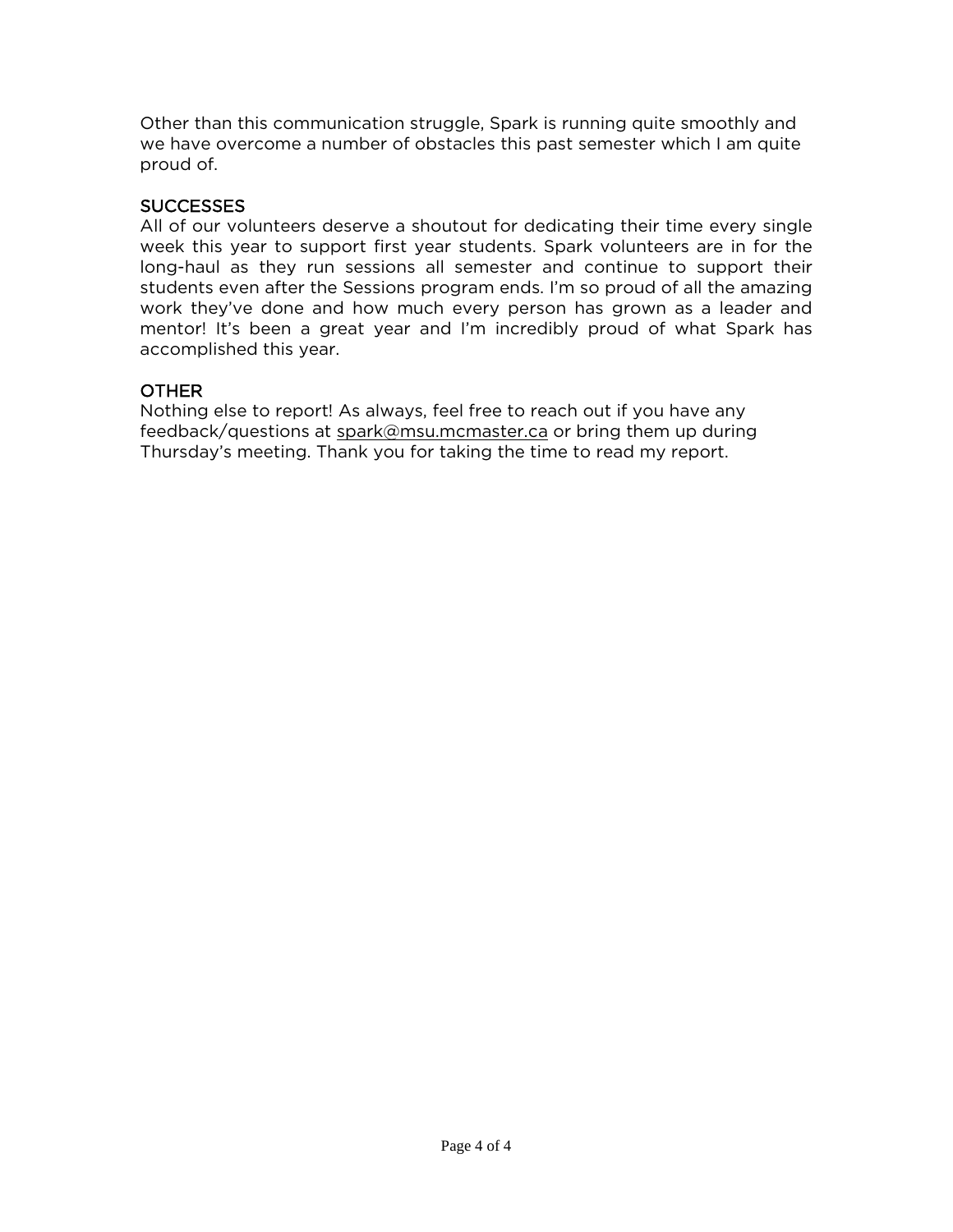Other than this communication struggle, Spark is running quite smoothly and we have overcome a number of obstacles this past semester which I am quite proud of.

## SUCCESSES

All of our volunteers deserve a shoutout for dedicating their time every single week this year to support first year students. Spark volunteers are in for the long-haul as they run sessions all semester and continue to support their students even after the Sessions program ends. I'm so proud of all the amazing work they've done and how much every person has grown as a leader and mentor! It's been a great year and I'm incredibly proud of what Spark has accomplished this year.

## OTHER

Nothing else to report! As always, feel free to reach out if you have any feedback/questions at spark@msu.mcmaster.ca or bring them up during Thursday's meeting. Thank you for taking the time to read my report.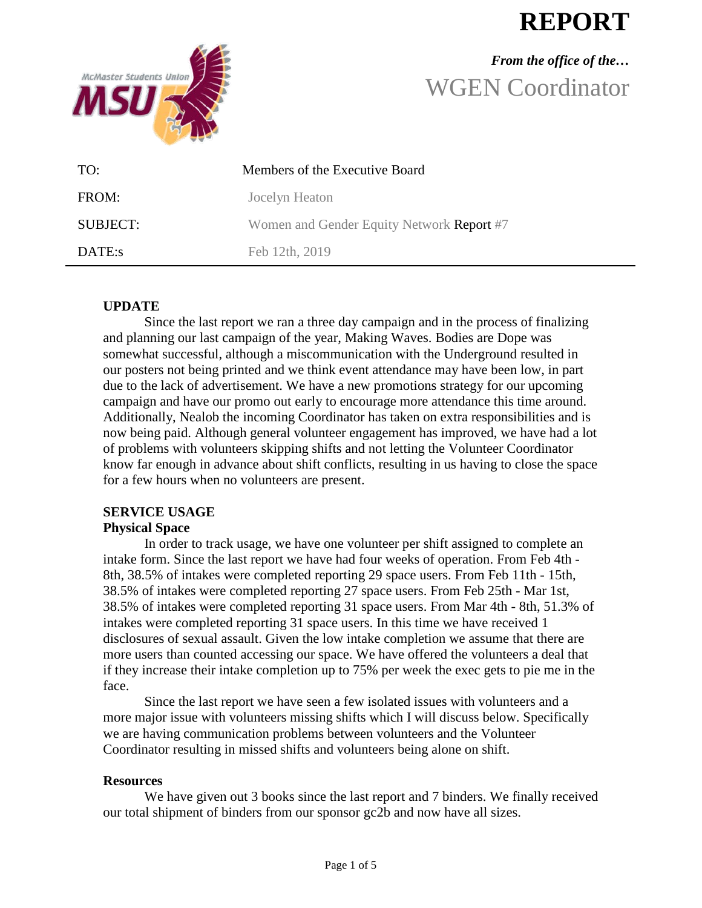# REPORT

*From the office of the…*

WGEN Coordinator

| TO: | Members of the Executive Board |
|---|---|
| FROM: | Jocelyn Heaton |
| SUBJECT: | Women and Gender Equity Network Report #7 |
| DATE:s | Feb 12th, 2019 |

**UPDATE**

Since the last report we ran a three day campaign and in the process of finalizing and planning our last campaign of the year, Making Waves. Bodies are Dope was somewhat successful, although a miscommunication with the Underground resulted in our posters not being printed and we think event attendance may have been low, in part due to the lack of advertisement. We have a new promotions strategy for our upcoming campaign and have our promo out early to encourage more attendance this time around. Additionally, Nealob the incoming Coordinator has taken on extra responsibilities and is now being paid. Although general volunteer engagement has improved, we have had a lot of problems with volunteers skipping shifts and not letting the Volunteer Coordinator know far enough in advance about shift conflicts, resulting in us having to close the space for a few hours when no volunteers are present.

**SERVICE USAGE**

**Physical Space**

In order to track usage, we have one volunteer per shift assigned to complete an intake form. Since the last report we have had four weeks of operation. From Feb 4th - 8th, 38.5% of intakes were completed reporting 29 space users. From Feb 11th - 15th, 38.5% of intakes were completed reporting 27 space users. From Feb 25th - Mar 1st, 38.5% of intakes were completed reporting 31 space users. From Mar 4th - 8th, 51.3% of intakes were completed reporting 31 space users. In this time we have received 1 disclosures of sexual assault. Given the low intake completion we assume that there are more users than counted accessing our space. We have offered the volunteers a deal that if they increase their intake completion up to 75% per week the exec gets to pie me in the face.

Since the last report we have seen a few isolated issues with volunteers and a more major issue with volunteers missing shifts which I will discuss below. Specifically we are having communication problems between volunteers and the Volunteer Coordinator resulting in missed shifts and volunteers being alone on shift.

**Resources**

We have given out 3 books since the last report and 7 binders. We finally received our total shipment of binders from our sponsor gc2b and now have all sizes.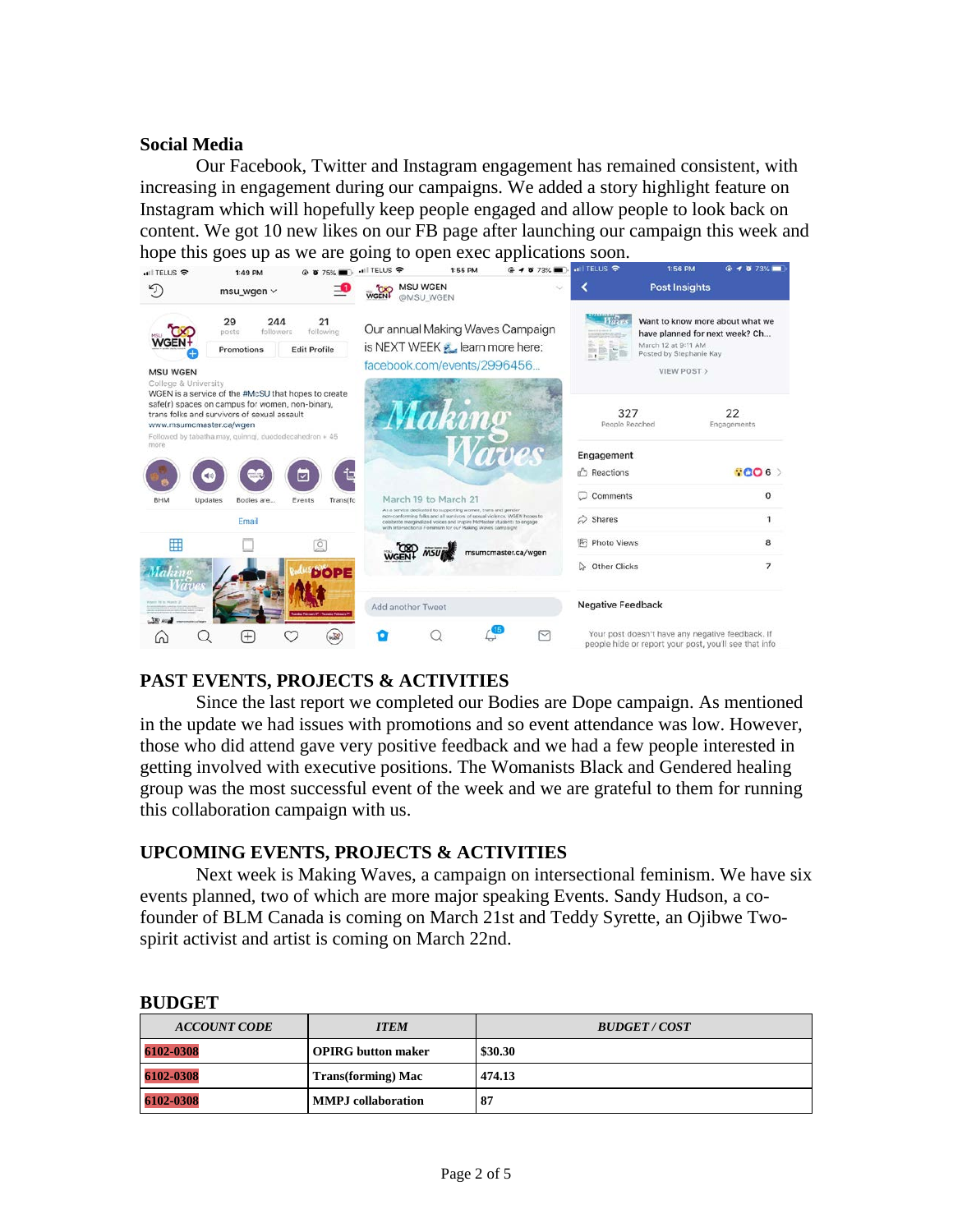## Social Media

Our Facebook, Twitter and Instagram engagement has remained consistent, with increasing in engagement during our campaigns. We added a story highlight feature on Instagram which will hopefully keep people engaged and allow people to look back on content. We got 10 new likes on our FB page after launching our campaign this week and hope this goes up as we are going to open exec applications soon.

## PAST EVENTS, PROJECTS & ACTIVITIES

Since the last report we completed our Bodies are Dope campaign. As mentioned in the update we had issues with promotions and so event attendance was low. However, those who did attend gave very positive feedback and we had a few people interested in getting involved with executive positions. The Womanists Black and Gendered healing group was the most successful event of the week and we are grateful to them for running this collaboration campaign with us.

## UPCOMING EVENTS, PROJECTS & ACTIVITIES

Next week is Making Waves, a campaign on intersectional feminism. We have six events planned, two of which are more major speaking Events. Sandy Hudson, a co-founder of BLM Canada is coming on March 21st and Teddy Syrette, an Ojibwe Two-spirit activist and artist is coming on March 22nd.

## BUDGET

| ***ACCOUNT CODE*** | ***ITEM*** | ***BUDGET / COST*** |
|---|---|---|
| **6102-0308** | **OPIRG button maker** | **$30.30** |
| **6102-0308** | **Trans(forming) Mac** | **474.13** |
| **6102-0308** | **MMPJ collaboration** | **87** |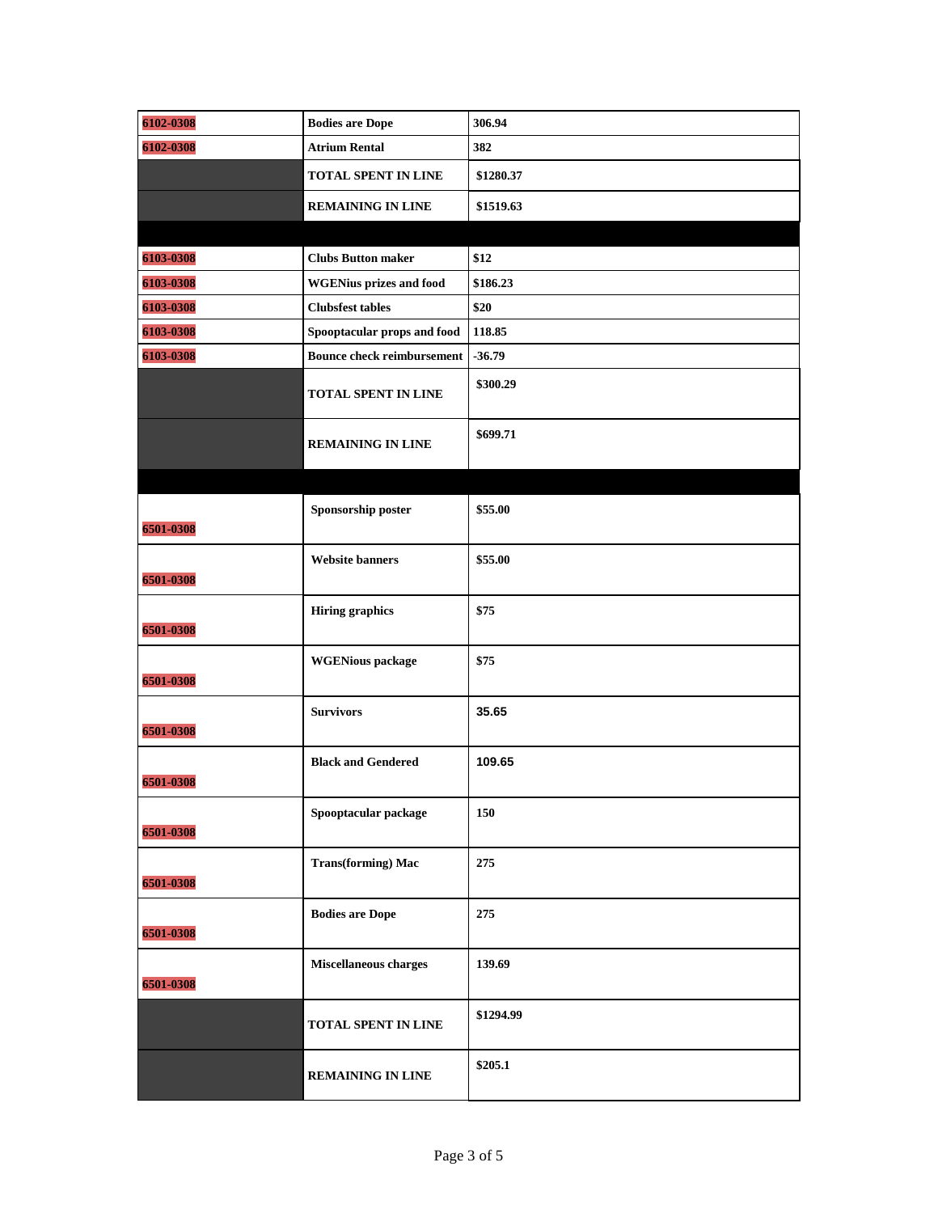| | | |
|---|---|---|
| 6102-0308 | **Bodies are Dope** | **306.94** |
| 6102-0308 | **Atrium Rental** | **382** |
| | **TOTAL SPENT IN LINE** | **$1280.37** |
| | **REMAINING IN LINE** | **$1519.63** |
| | | |
| 6103-0308 | **Clubs Button maker** | **$12** |
| 6103-0308 | **WGENius prizes and food** | **$186.23** |
| 6103-0308 | **Clubsfest tables** | **$20** |
| 6103-0308 | **Spooptacular props and food** | **118.85** |
| 6103-0308 | **Bounce check reimbursement** | **-36.79** |
| | **TOTAL SPENT IN LINE** | **$300.29** |
| | **REMAINING IN LINE** | **$699.71** |
| | | |
| 6501-0308 | **Sponsorship poster** | **$55.00** |
| 6501-0308 | **Website banners** | **$55.00** |
| 6501-0308 | **Hiring graphics** | **$75** |
| 6501-0308 | **WGENious package** | **$75** |
| 6501-0308 | **Survivors** | **35.65** |
| 6501-0308 | **Black and Gendered** | **109.65** |
| 6501-0308 | **Spooptacular package** | **150** |
| 6501-0308 | **Trans(forming) Mac** | **275** |
| 6501-0308 | **Bodies are Dope** | **275** |
| 6501-0308 | **Miscellaneous charges** | **139.69** |
| | **TOTAL SPENT IN LINE** | **$1294.99** |
| | **REMAINING IN LINE** | **$205.1** |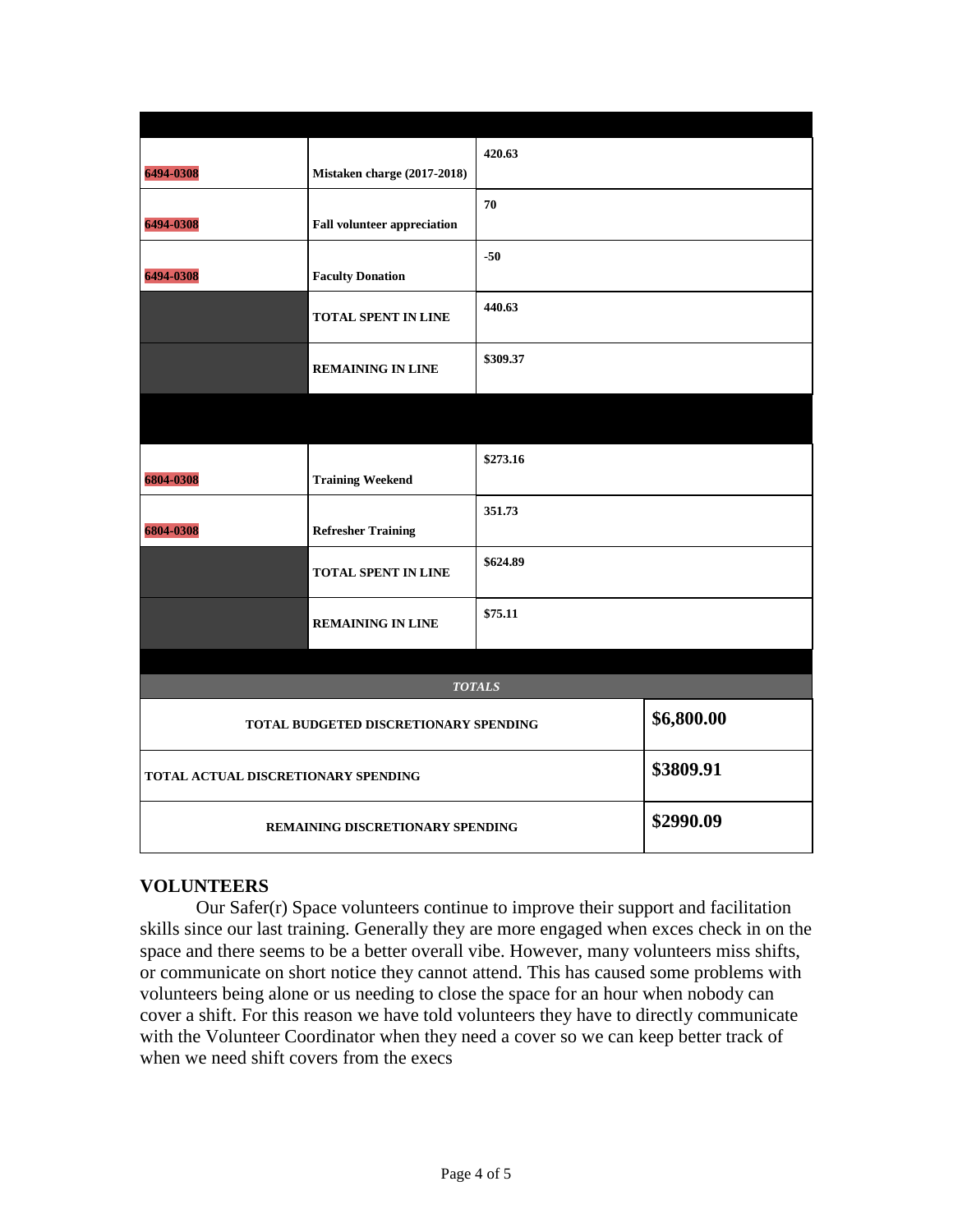| | | | |
|---|---|---|---|
| 6494-0308 | Mistaken charge (2017-2018) | 420.63 | |
| 6494-0308 | Fall volunteer appreciation | 70 | |
| 6494-0308 | Faculty Donation | -50 | |
| | TOTAL SPENT IN LINE | 440.63 | |
| | REMAINING IN LINE | $309.37 | |
| | | | |
| 6804-0308 | Training Weekend | $273.16 | |
| 6804-0308 | Refresher Training | 351.73 | |
| | TOTAL SPENT IN LINE | $624.89 | |
| | REMAINING IN LINE | $75.11 | |
| | | | |
| *TOTALS* | | | |
| TOTAL BUDGETED DISCRETIONARY SPENDING | | | $6,800.00 |
| TOTAL ACTUAL DISCRETIONARY SPENDING | | | $3809.91 |
| REMAINING DISCRETIONARY SPENDING | | | $2990.09 |

## VOLUNTEERS

Our Safer(r) Space volunteers continue to improve their support and facilitation skills since our last training. Generally they are more engaged when exces check in on the space and there seems to be a better overall vibe. However, many volunteers miss shifts, or communicate on short notice they cannot attend. This has caused some problems with volunteers being alone or us needing to close the space for an hour when nobody can cover a shift. For this reason we have told volunteers they have to directly communicate with the Volunteer Coordinator when they need a cover so we can keep better track of when we need shift covers from the execs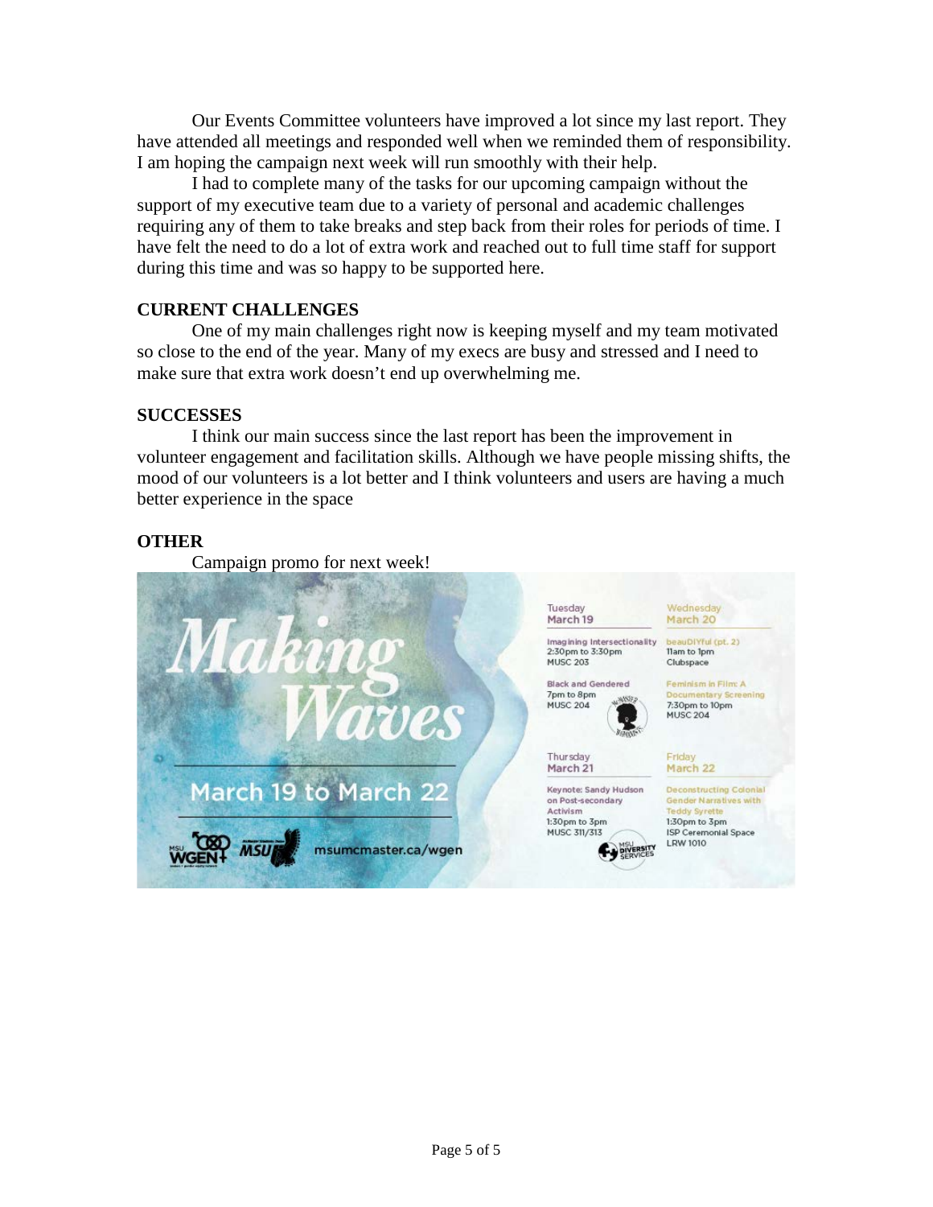Our Events Committee volunteers have improved a lot since my last report. They have attended all meetings and responded well when we reminded them of responsibility. I am hoping the campaign next week will run smoothly with their help.

I had to complete many of the tasks for our upcoming campaign without the support of my executive team due to a variety of personal and academic challenges requiring any of them to take breaks and step back from their roles for periods of time. I have felt the need to do a lot of extra work and reached out to full time staff for support during this time and was so happy to be supported here.

## CURRENT CHALLENGES

One of my main challenges right now is keeping myself and my team motivated so close to the end of the year. Many of my execs are busy and stressed and I need to make sure that extra work doesn't end up overwhelming me.

## SUCCESSES

I think our main success since the last report has been the improvement in volunteer engagement and facilitation skills. Although we have people missing shifts, the mood of our volunteers is a lot better and I think volunteers and users are having a much better experience in the space

## OTHER

Campaign promo for next week!

**Making Waves**

March 19 to March 22

MSU WGEN+ | MSU | msumcmaster.ca/wgen

**Tuesday March 19**

Imagining Intersectionality
2:30pm to 3:30pm
MUSC 203

Black and Gendered
7pm to 8pm
MUSC 204

**Wednesday March 20**

beauDIYful (pt. 2)
11am to 1pm
Clubspace

Feminism in Film: A Documentary Screening
7:30pm to 10pm
MUSC 204

**Thursday March 21**

Keynote: Sandy Hudson on Post-secondary Activism
1:30pm to 3pm
MUSC 311/313

**Friday March 22**

Deconstructing Colonial Gender Narratives with Teddy Syrette
1:30pm to 3pm
ISP Ceremonial Space
LRW 1010

MSU Diversity Services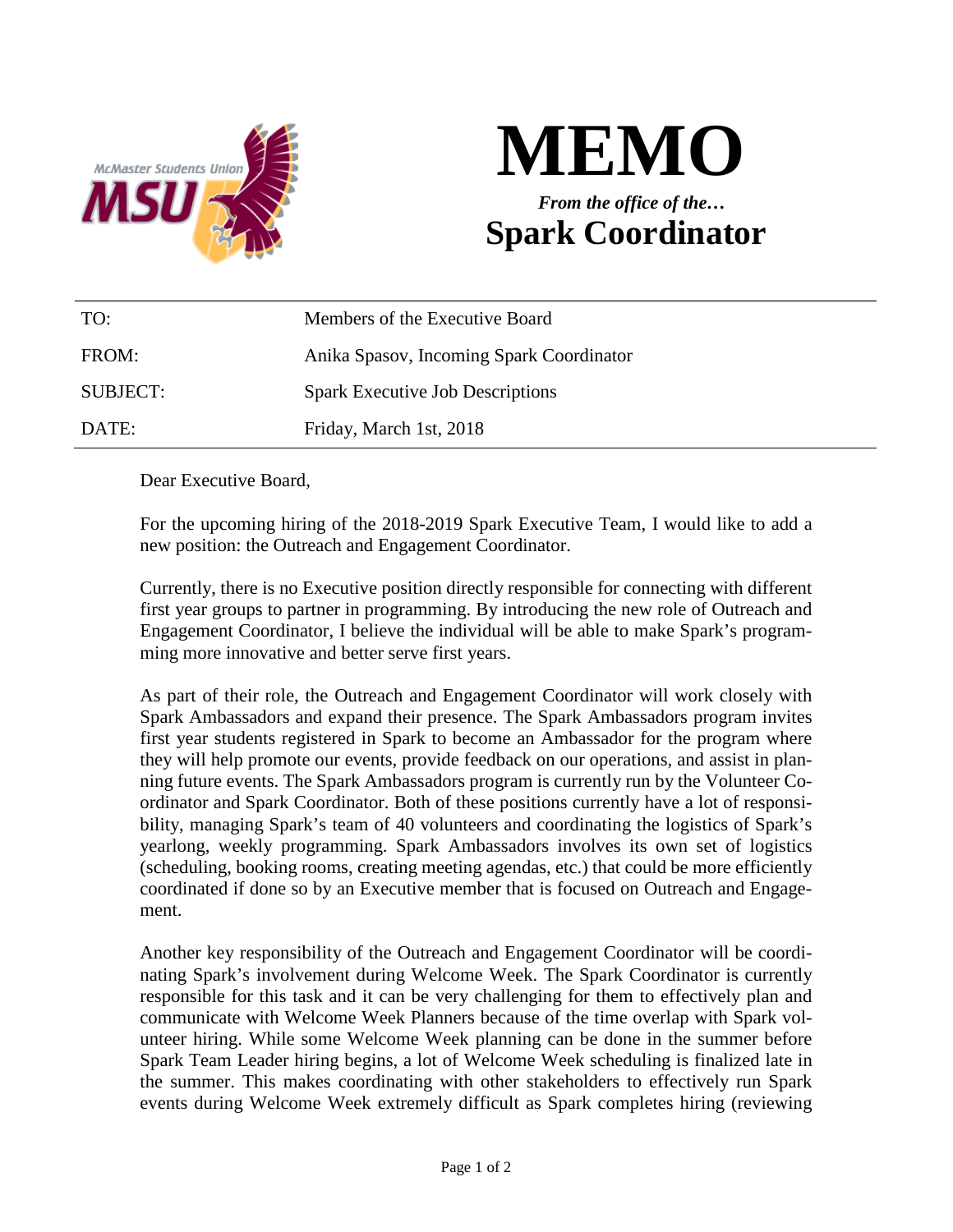# MEMO

***From the office of the…***

## Spark Coordinator

| | |
|---|---|
| TO: | Members of the Executive Board |
| FROM: | Anika Spasov, Incoming Spark Coordinator |
| SUBJECT: | Spark Executive Job Descriptions |
| DATE: | Friday, March 1st, 2018 |

Dear Executive Board,

For the upcoming hiring of the 2018-2019 Spark Executive Team, I would like to add a new position: the Outreach and Engagement Coordinator.

Currently, there is no Executive position directly responsible for connecting with different first year groups to partner in programming. By introducing the new role of Outreach and Engagement Coordinator, I believe the individual will be able to make Spark's programming more innovative and better serve first years.

As part of their role, the Outreach and Engagement Coordinator will work closely with Spark Ambassadors and expand their presence. The Spark Ambassadors program invites first year students registered in Spark to become an Ambassador for the program where they will help promote our events, provide feedback on our operations, and assist in planning future events. The Spark Ambassadors program is currently run by the Volunteer Coordinator and Spark Coordinator. Both of these positions currently have a lot of responsibility, managing Spark's team of 40 volunteers and coordinating the logistics of Spark's yearlong, weekly programming. Spark Ambassadors involves its own set of logistics (scheduling, booking rooms, creating meeting agendas, etc.) that could be more efficiently coordinated if done so by an Executive member that is focused on Outreach and Engagement.

Another key responsibility of the Outreach and Engagement Coordinator will be coordinating Spark's involvement during Welcome Week. The Spark Coordinator is currently responsible for this task and it can be very challenging for them to effectively plan and communicate with Welcome Week Planners because of the time overlap with Spark volunteer hiring. While some Welcome Week planning can be done in the summer before Spark Team Leader hiring begins, a lot of Welcome Week scheduling is finalized late in the summer. This makes coordinating with other stakeholders to effectively run Spark events during Welcome Week extremely difficult as Spark completes hiring (reviewing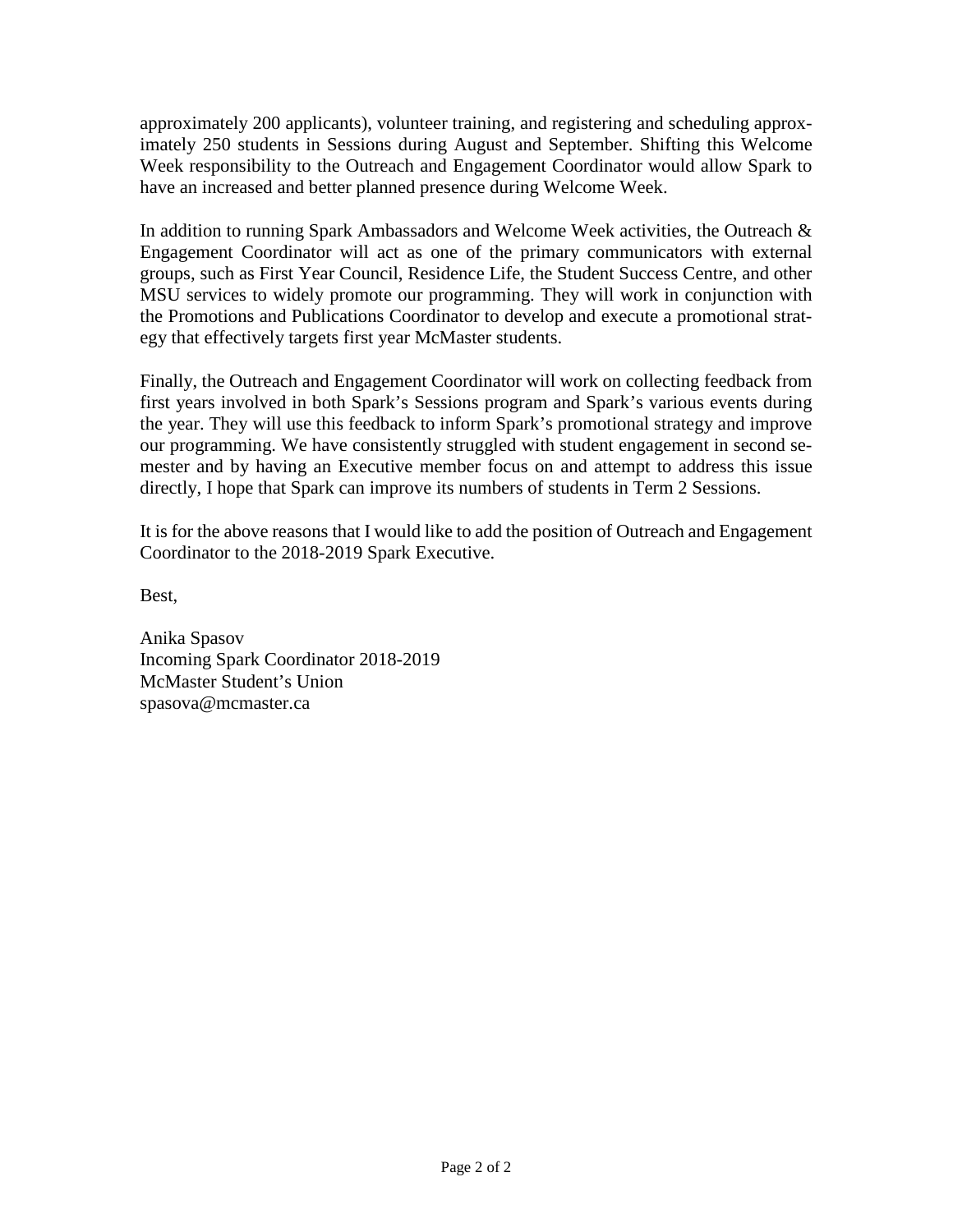approximately 200 applicants), volunteer training, and registering and scheduling approximately 250 students in Sessions during August and September. Shifting this Welcome Week responsibility to the Outreach and Engagement Coordinator would allow Spark to have an increased and better planned presence during Welcome Week.

In addition to running Spark Ambassadors and Welcome Week activities, the Outreach & Engagement Coordinator will act as one of the primary communicators with external groups, such as First Year Council, Residence Life, the Student Success Centre, and other MSU services to widely promote our programming. They will work in conjunction with the Promotions and Publications Coordinator to develop and execute a promotional strategy that effectively targets first year McMaster students.

Finally, the Outreach and Engagement Coordinator will work on collecting feedback from first years involved in both Spark's Sessions program and Spark's various events during the year. They will use this feedback to inform Spark's promotional strategy and improve our programming. We have consistently struggled with student engagement in second semester and by having an Executive member focus on and attempt to address this issue directly, I hope that Spark can improve its numbers of students in Term 2 Sessions.

It is for the above reasons that I would like to add the position of Outreach and Engagement Coordinator to the 2018-2019 Spark Executive.

Best,

Anika Spasov
Incoming Spark Coordinator 2018-2019
McMaster Student's Union
spasova@mcmaster.ca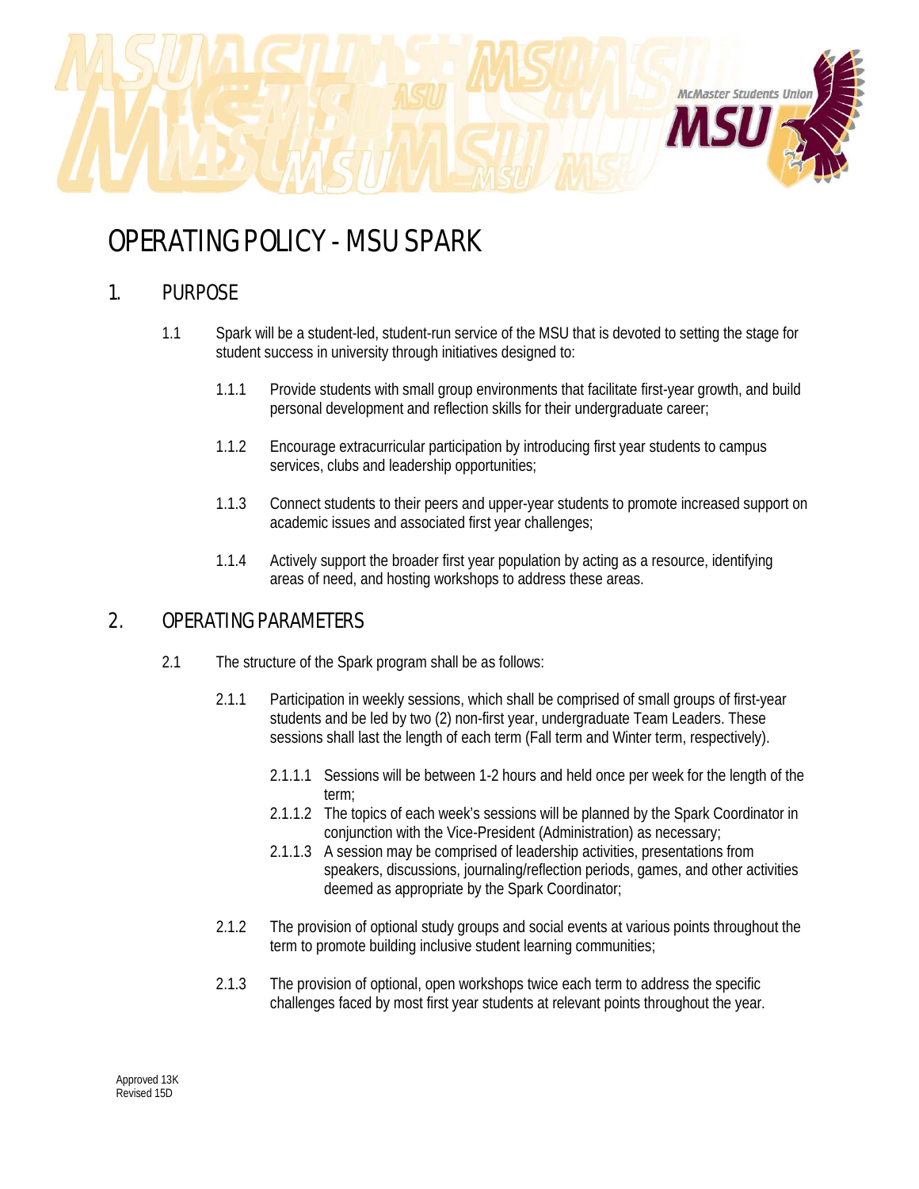# OPERATING POLICY - MSU SPARK

## 1. PURPOSE

1.1 Spark will be a student-led, student-run service of the MSU that is devoted to setting the stage for student success in university through initiatives designed to:

1.1.1 Provide students with small group environments that facilitate first-year growth, and build personal development and reflection skills for their undergraduate career;

1.1.2 Encourage extracurricular participation by introducing first year students to campus services, clubs and leadership opportunities;

1.1.3 Connect students to their peers and upper-year students to promote increased support on academic issues and associated first year challenges;

1.1.4 Actively support the broader first year population by acting as a resource, identifying areas of need, and hosting workshops to address these areas.

## 2. OPERATING PARAMETERS

2.1 The structure of the Spark program shall be as follows:

2.1.1 Participation in weekly sessions, which shall be comprised of small groups of first-year students and be led by two (2) non-first year, undergraduate Team Leaders. These sessions shall last the length of each term (Fall term and Winter term, respectively).

2.1.1.1 Sessions will be between 1-2 hours and held once per week for the length of the term;

2.1.1.2 The topics of each week's sessions will be planned by the Spark Coordinator in conjunction with the Vice-President (Administration) as necessary;

2.1.1.3 A session may be comprised of leadership activities, presentations from speakers, discussions, journaling/reflection periods, games, and other activities deemed as appropriate by the Spark Coordinator;

2.1.2 The provision of optional study groups and social events at various points throughout the term to promote building inclusive student learning communities;

2.1.3 The provision of optional, open workshops twice each term to address the specific challenges faced by most first year students at relevant points throughout the year.

Approved 13K
Revised 15D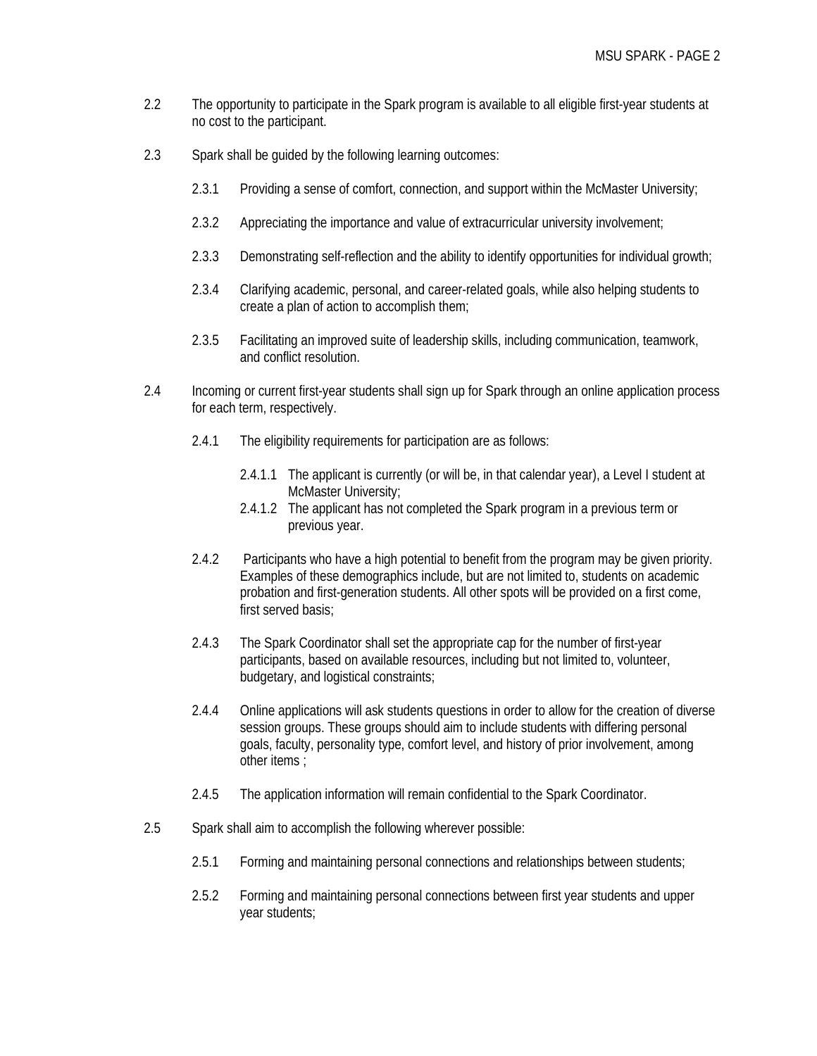2.2 The opportunity to participate in the Spark program is available to all eligible first-year students at no cost to the participant.

2.3 Spark shall be guided by the following learning outcomes:

- 2.3.1 Providing a sense of comfort, connection, and support within the McMaster University;
- 2.3.2 Appreciating the importance and value of extracurricular university involvement;
- 2.3.3 Demonstrating self-reflection and the ability to identify opportunities for individual growth;
- 2.3.4 Clarifying academic, personal, and career-related goals, while also helping students to create a plan of action to accomplish them;
- 2.3.5 Facilitating an improved suite of leadership skills, including communication, teamwork, and conflict resolution.

2.4 Incoming or current first-year students shall sign up for Spark through an online application process for each term, respectively.

- 2.4.1 The eligibility requirements for participation are as follows:
  - 2.4.1.1 The applicant is currently (or will be, in that calendar year), a Level I student at McMaster University;
  - 2.4.1.2 The applicant has not completed the Spark program in a previous term or previous year.
- 2.4.2 Participants who have a high potential to benefit from the program may be given priority. Examples of these demographics include, but are not limited to, students on academic probation and first-generation students. All other spots will be provided on a first come, first served basis;
- 2.4.3 The Spark Coordinator shall set the appropriate cap for the number of first-year participants, based on available resources, including but not limited to, volunteer, budgetary, and logistical constraints;
- 2.4.4 Online applications will ask students questions in order to allow for the creation of diverse session groups. These groups should aim to include students with differing personal goals, faculty, personality type, comfort level, and history of prior involvement, among other items ;
- 2.4.5 The application information will remain confidential to the Spark Coordinator.

2.5 Spark shall aim to accomplish the following wherever possible:

- 2.5.1 Forming and maintaining personal connections and relationships between students;
- 2.5.2 Forming and maintaining personal connections between first year students and upper year students;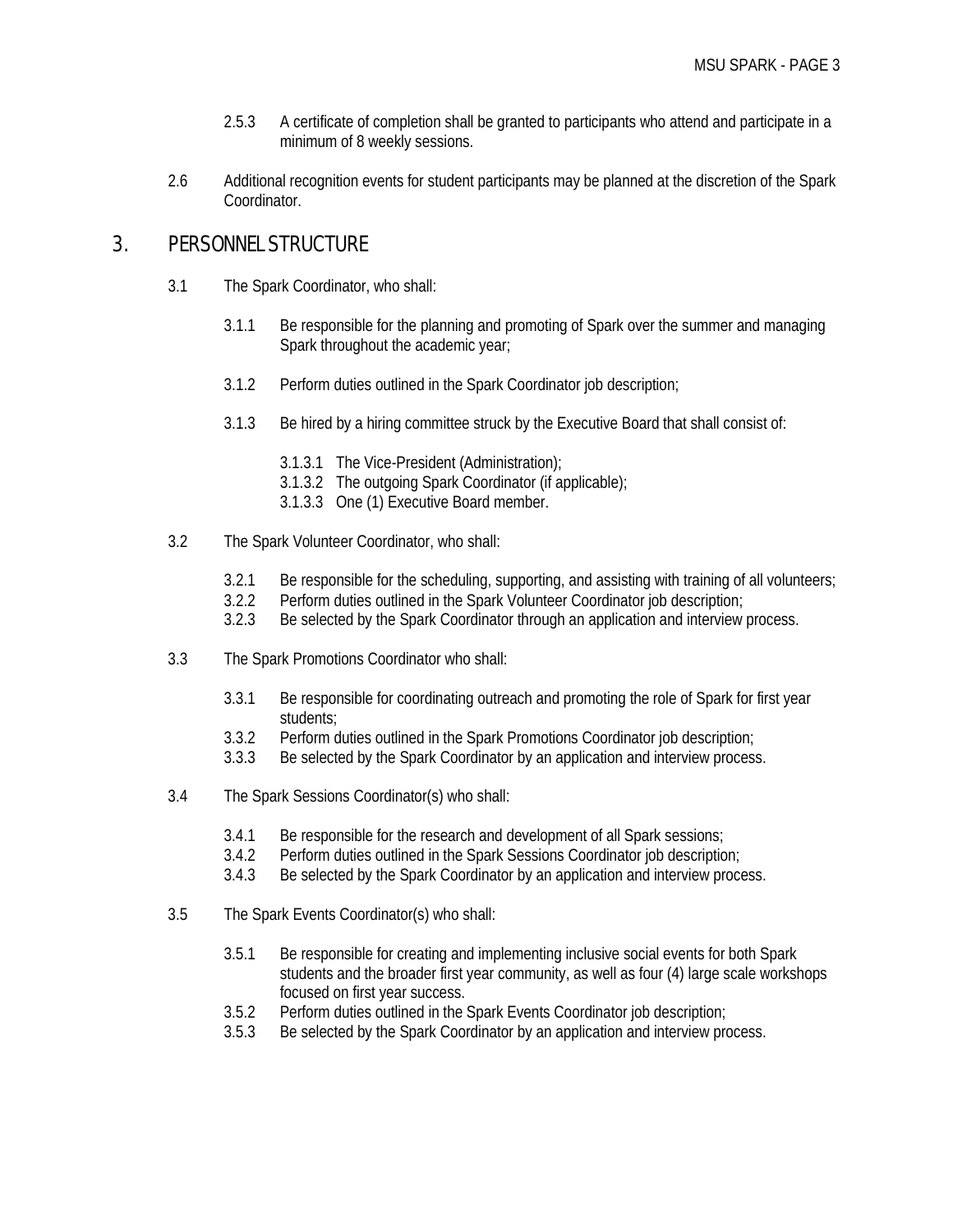2.5.3 A certificate of completion shall be granted to participants who attend and participate in a minimum of 8 weekly sessions.

2.6 Additional recognition events for student participants may be planned at the discretion of the Spark Coordinator.

## 3. PERSONNEL STRUCTURE

3.1 The Spark Coordinator, who shall:

3.1.1 Be responsible for the planning and promoting of Spark over the summer and managing Spark throughout the academic year;

3.1.2 Perform duties outlined in the Spark Coordinator job description;

3.1.3 Be hired by a hiring committee struck by the Executive Board that shall consist of:

3.1.3.1 The Vice-President (Administration);
3.1.3.2 The outgoing Spark Coordinator (if applicable);
3.1.3.3 One (1) Executive Board member.

3.2 The Spark Volunteer Coordinator, who shall:

3.2.1 Be responsible for the scheduling, supporting, and assisting with training of all volunteers;
3.2.2 Perform duties outlined in the Spark Volunteer Coordinator job description;
3.2.3 Be selected by the Spark Coordinator through an application and interview process.

3.3 The Spark Promotions Coordinator who shall:

3.3.1 Be responsible for coordinating outreach and promoting the role of Spark for first year students;
3.3.2 Perform duties outlined in the Spark Promotions Coordinator job description;
3.3.3 Be selected by the Spark Coordinator by an application and interview process.

3.4 The Spark Sessions Coordinator(s) who shall:

3.4.1 Be responsible for the research and development of all Spark sessions;
3.4.2 Perform duties outlined in the Spark Sessions Coordinator job description;
3.4.3 Be selected by the Spark Coordinator by an application and interview process.

3.5 The Spark Events Coordinator(s) who shall:

3.5.1 Be responsible for creating and implementing inclusive social events for both Spark students and the broader first year community, as well as four (4) large scale workshops focused on first year success.
3.5.2 Perform duties outlined in the Spark Events Coordinator job description;
3.5.3 Be selected by the Spark Coordinator by an application and interview process.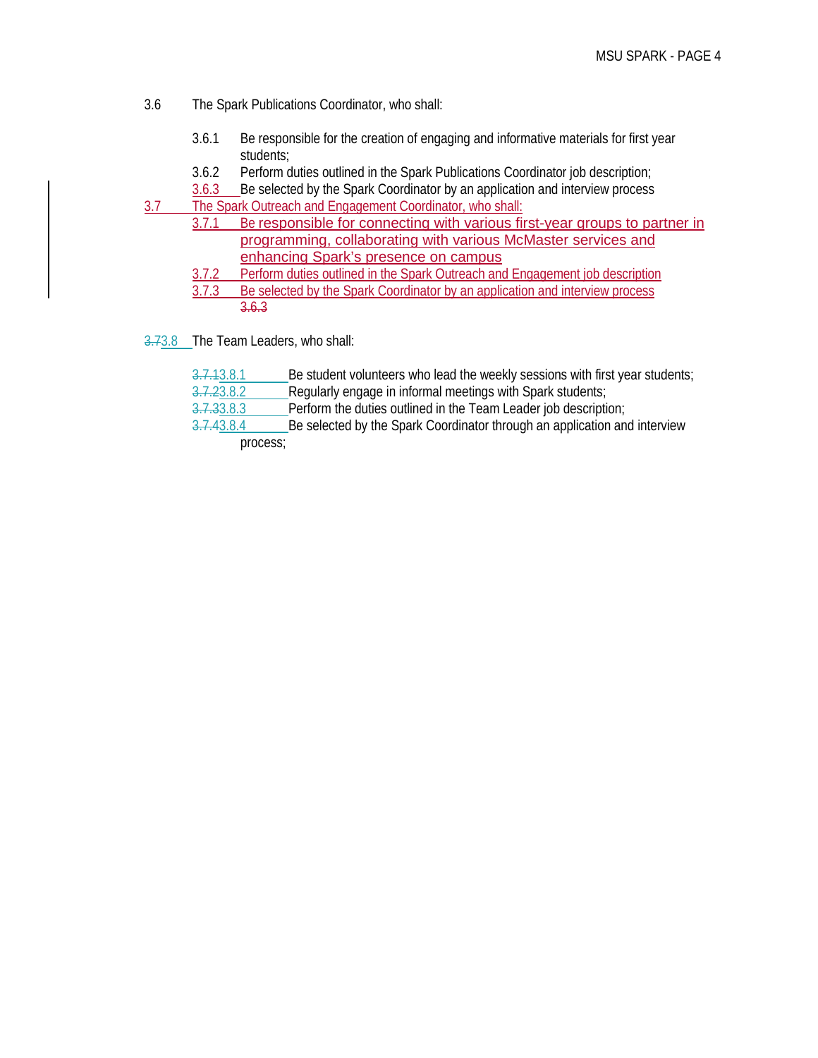3.6 The Spark Publications Coordinator, who shall:

- 3.6.1 Be responsible for the creation of engaging and informative materials for first year students;
- 3.6.2 Perform duties outlined in the Spark Publications Coordinator job description;
- 3.6.3 Be selected by the Spark Coordinator by an application and interview process

3.7 The Spark Outreach and Engagement Coordinator, who shall:

- 3.7.1 Be responsible for connecting with various first-year groups to partner in programming, collaborating with various McMaster services and enhancing Spark's presence on campus
- 3.7.2 Perform duties outlined in the Spark Outreach and Engagement job description
- 3.7.3 Be selected by the Spark Coordinator by an application and interview process

~~3.6.3~~

~~3.7~~3.8 The Team Leaders, who shall:

- ~~3.7.1~~3.8.1 Be student volunteers who lead the weekly sessions with first year students;
- ~~3.7.2~~3.8.2 Regularly engage in informal meetings with Spark students;
- ~~3.7.3~~3.8.3 Perform the duties outlined in the Team Leader job description;
- ~~3.7.4~~3.8.4 Be selected by the Spark Coordinator through an application and interview process;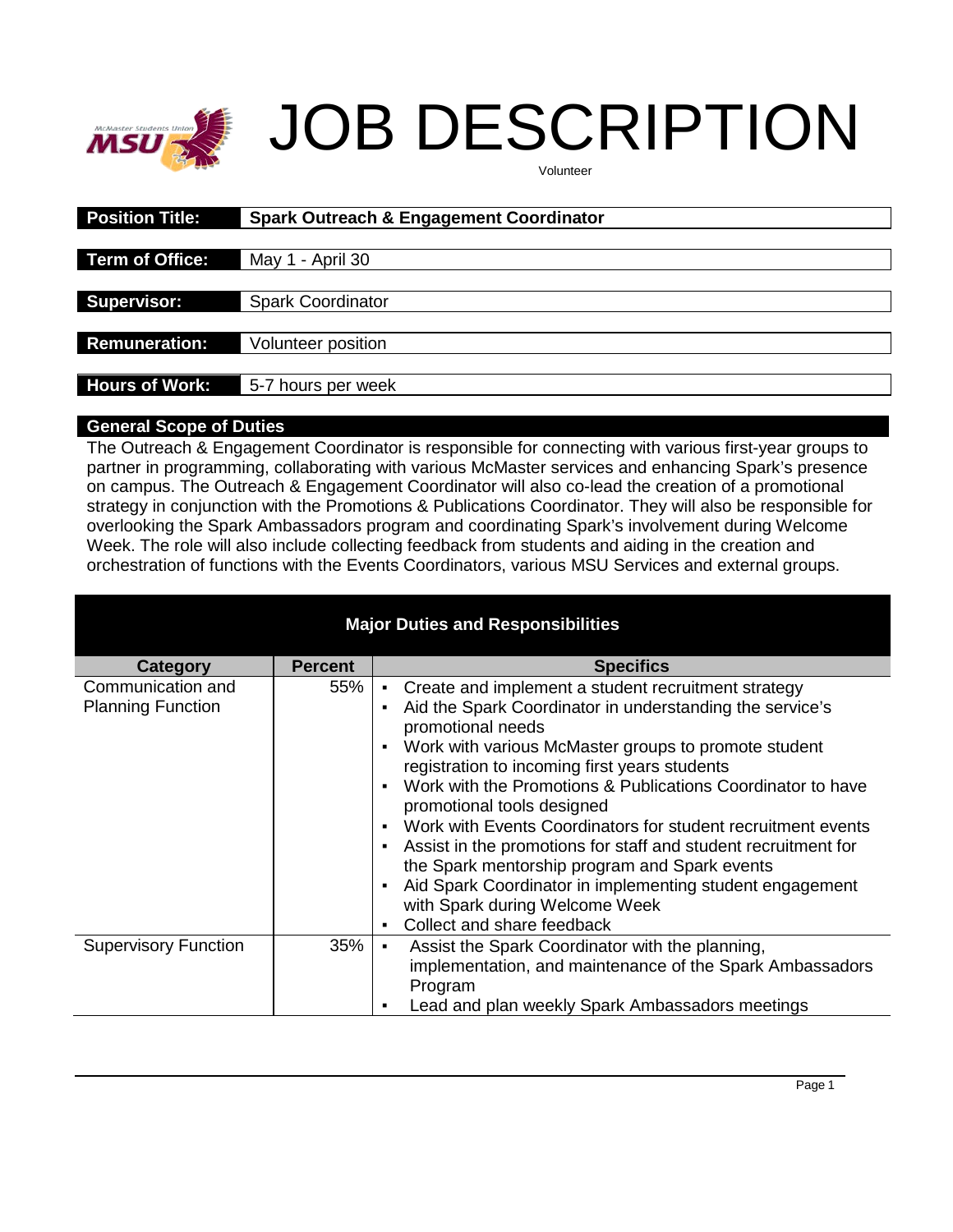# JOB DESCRIPTION

Volunteer

| | |
|---|---|
| **Position Title:** | **Spark Outreach & Engagement Coordinator** |
| **Term of Office:** | May 1 - April 30 |
| **Supervisor:** | Spark Coordinator |
| **Remuneration:** | Volunteer position |
| **Hours of Work:** | 5-7 hours per week |

## General Scope of Duties

The Outreach & Engagement Coordinator is responsible for connecting with various first-year groups to partner in programming, collaborating with various McMaster services and enhancing Spark's presence on campus. The Outreach & Engagement Coordinator will also co-lead the creation of a promotional strategy in conjunction with the Promotions & Publications Coordinator. They will also be responsible for overlooking the Spark Ambassadors program and coordinating Spark's involvement during Welcome Week. The role will also include collecting feedback from students and aiding in the creation and orchestration of functions with the Events Coordinators, various MSU Services and external groups.

## Major Duties and Responsibilities

| Category | Percent | Specifics |
|---|---|---|
| Communication and Planning Function | 55% | ▪ Create and implement a student recruitment strategy<br>▪ Aid the Spark Coordinator in understanding the service's promotional needs<br>▪ Work with various McMaster groups to promote student registration to incoming first years students<br>▪ Work with the Promotions & Publications Coordinator to have promotional tools designed<br>▪ Work with Events Coordinators for student recruitment events<br>▪ Assist in the promotions for staff and student recruitment for the Spark mentorship program and Spark events<br>▪ Aid Spark Coordinator in implementing student engagement with Spark during Welcome Week<br>▪ Collect and share feedback |
| Supervisory Function | 35% | ▪ Assist the Spark Coordinator with the planning, implementation, and maintenance of the Spark Ambassadors Program<br>▪ Lead and plan weekly Spark Ambassadors meetings |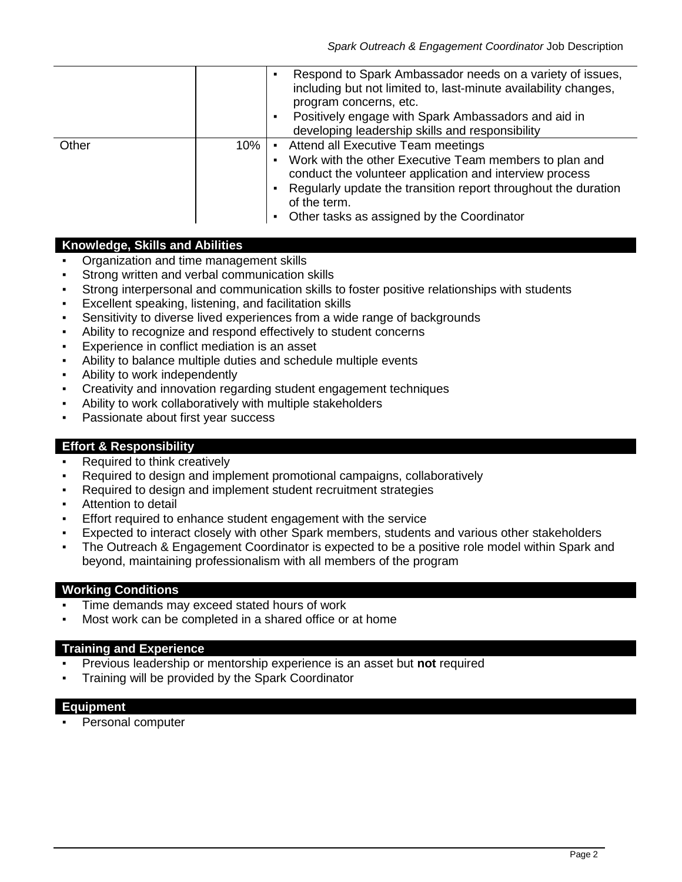| | | |
|---|---|---|
| | | ▪ Respond to Spark Ambassador needs on a variety of issues, including but not limited to, last-minute availability changes, program concerns, etc.<br>▪ Positively engage with Spark Ambassadors and aid in developing leadership skills and responsibility |
| Other | 10% | ▪ Attend all Executive Team meetings<br>▪ Work with the other Executive Team members to plan and conduct the volunteer application and interview process<br>▪ Regularly update the transition report throughout the duration of the term.<br>▪ Other tasks as assigned by the Coordinator |

## Knowledge, Skills and Abilities

- Organization and time management skills
- Strong written and verbal communication skills
- Strong interpersonal and communication skills to foster positive relationships with students
- Excellent speaking, listening, and facilitation skills
- Sensitivity to diverse lived experiences from a wide range of backgrounds
- Ability to recognize and respond effectively to student concerns
- Experience in conflict mediation is an asset
- Ability to balance multiple duties and schedule multiple events
- Ability to work independently
- Creativity and innovation regarding student engagement techniques
- Ability to work collaboratively with multiple stakeholders
- Passionate about first year success

## Effort & Responsibility

- Required to think creatively
- Required to design and implement promotional campaigns, collaboratively
- Required to design and implement student recruitment strategies
- Attention to detail
- Effort required to enhance student engagement with the service
- Expected to interact closely with other Spark members, students and various other stakeholders
- The Outreach & Engagement Coordinator is expected to be a positive role model within Spark and beyond, maintaining professionalism with all members of the program

## Working Conditions

- Time demands may exceed stated hours of work
- Most work can be completed in a shared office or at home

## Training and Experience

- Previous leadership or mentorship experience is an asset but **not** required
- Training will be provided by the Spark Coordinator

## Equipment

- Personal computer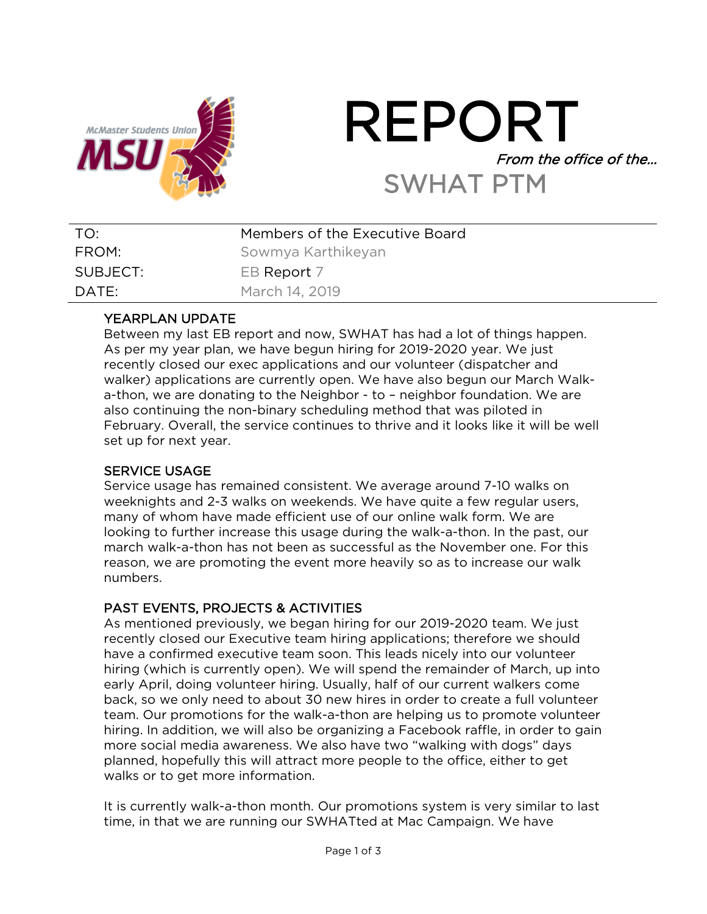# REPORT

*From the office of the…*

## SWHAT PTM

| TO: | Members of the Executive Board |
|---|---|
| FROM: | Sowmya Karthikeyan |
| SUBJECT: | EB Report 7 |
| DATE: | March 14, 2019 |

### YEARPLAN UPDATE

Between my last EB report and now, SWHAT has had a lot of things happen. As per my year plan, we have begun hiring for 2019-2020 year. We just recently closed our exec applications and our volunteer (dispatcher and walker) applications are currently open. We have also begun our March Walk-a-thon, we are donating to the Neighbor - to – neighbor foundation. We are also continuing the non-binary scheduling method that was piloted in February. Overall, the service continues to thrive and it looks like it will be well set up for next year.

### SERVICE USAGE

Service usage has remained consistent. We average around 7-10 walks on weeknights and 2-3 walks on weekends. We have quite a few regular users, many of whom have made efficient use of our online walk form. We are looking to further increase this usage during the walk-a-thon. In the past, our march walk-a-thon has not been as successful as the November one. For this reason, we are promoting the event more heavily so as to increase our walk numbers.

### PAST EVENTS, PROJECTS & ACTIVITIES

As mentioned previously, we began hiring for our 2019-2020 team. We just recently closed our Executive team hiring applications; therefore we should have a confirmed executive team soon. This leads nicely into our volunteer hiring (which is currently open). We will spend the remainder of March, up into early April, doing volunteer hiring. Usually, half of our current walkers come back, so we only need to about 30 new hires in order to create a full volunteer team. Our promotions for the walk-a-thon are helping us to promote volunteer hiring. In addition, we will also be organizing a Facebook raffle, in order to gain more social media awareness. We also have two "walking with dogs" days planned, hopefully this will attract more people to the office, either to get walks or to get more information.

It is currently walk-a-thon month. Our promotions system is very similar to last time, in that we are running our SWHATted at Mac Campaign. We have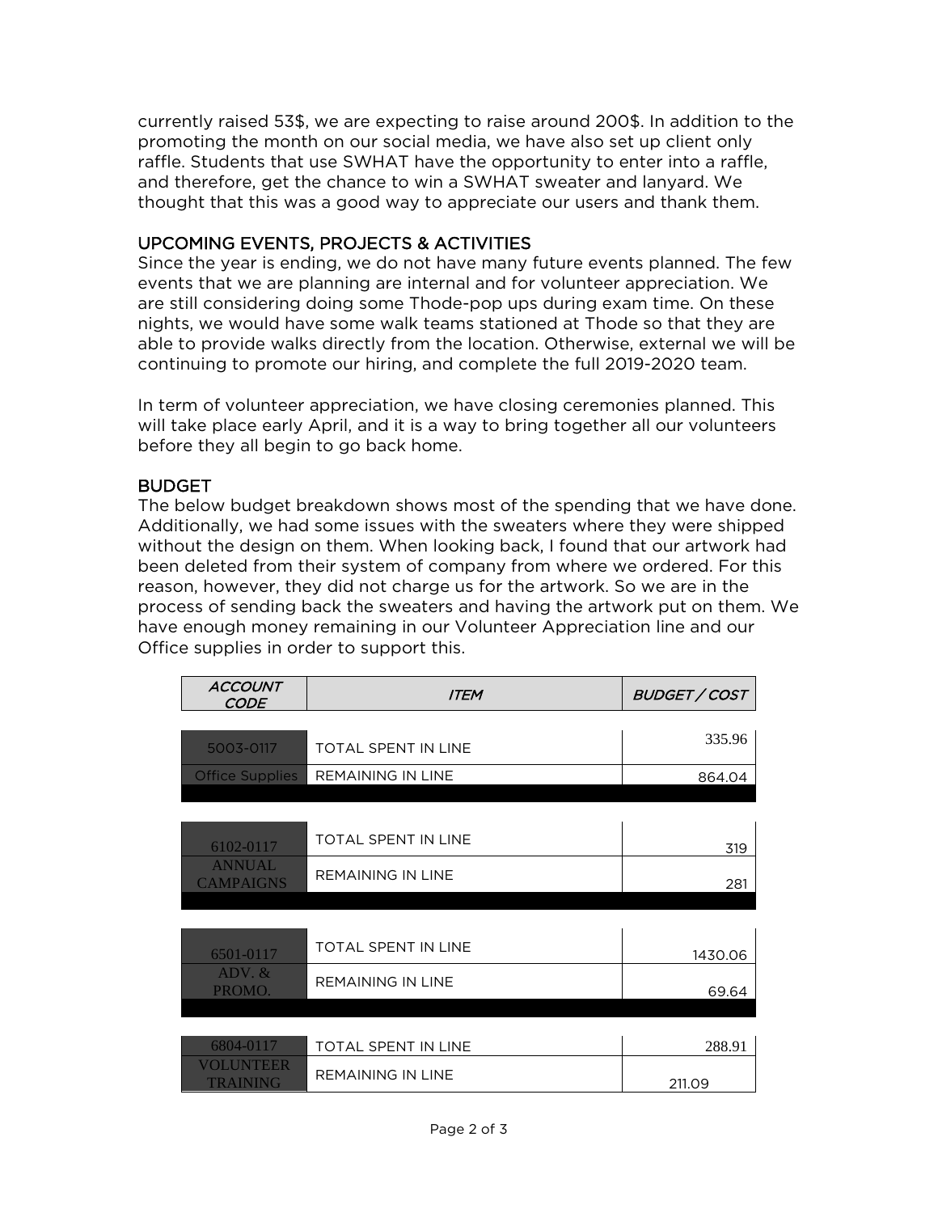currently raised 53$, we are expecting to raise around 200$. In addition to the promoting the month on our social media, we have also set up client only raffle. Students that use SWHAT have the opportunity to enter into a raffle, and therefore, get the chance to win a SWHAT sweater and lanyard. We thought that this was a good way to appreciate our users and thank them.

## UPCOMING EVENTS, PROJECTS & ACTIVITIES

Since the year is ending, we do not have many future events planned. The few events that we are planning are internal and for volunteer appreciation. We are still considering doing some Thode-pop ups during exam time. On these nights, we would have some walk teams stationed at Thode so that they are able to provide walks directly from the location. Otherwise, external we will be continuing to promote our hiring, and complete the full 2019-2020 team.

In term of volunteer appreciation, we have closing ceremonies planned. This will take place early April, and it is a way to bring together all our volunteers before they all begin to go back home.

## BUDGET

The below budget breakdown shows most of the spending that we have done. Additionally, we had some issues with the sweaters where they were shipped without the design on them. When looking back, I found that our artwork had been deleted from their system of company from where we ordered. For this reason, however, they did not charge us for the artwork. So we are in the process of sending back the sweaters and having the artwork put on them. We have enough money remaining in our Volunteer Appreciation line and our Office supplies in order to support this.

| *ACCOUNT CODE* | *ITEM* | *BUDGET / COST* |
|---|---|---|
| 5003-0117 | TOTAL SPENT IN LINE | 335.96 |
| Office Supplies | REMAINING IN LINE | 864.04 |
| 6102-0117 | TOTAL SPENT IN LINE | 319 |
| ANNUAL CAMPAIGNS | REMAINING IN LINE | 281 |
| 6501-0117 | TOTAL SPENT IN LINE | 1430.06 |
| ADV. & PROMO. | REMAINING IN LINE | 69.64 |
| 6804-0117 | TOTAL SPENT IN LINE | 288.91 |
| VOLUNTEER TRAINING | REMAINING IN LINE | 211.09 |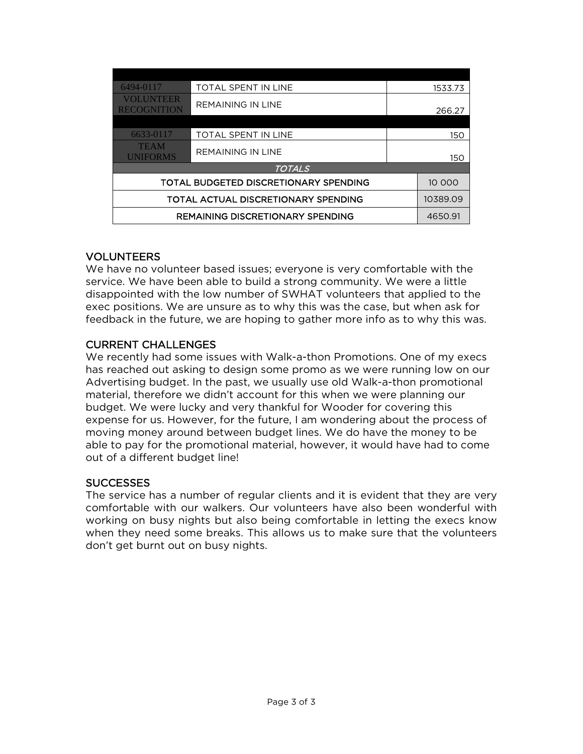| | | |
|---|---|---|
| 6494-0117 | TOTAL SPENT IN LINE | 1533.73 |
| VOLUNTEER RECOGNITION | REMAINING IN LINE | 266.27 |
| | | |
| 6633-0117 | TOTAL SPENT IN LINE | 150 |
| TEAM UNIFORMS | REMAINING IN LINE | 150 |
| *TOTALS* | | |
| TOTAL BUDGETED DISCRETIONARY SPENDING | | 10 000 |
| TOTAL ACTUAL DISCRETIONARY SPENDING | | 10389.09 |
| REMAINING DISCRETIONARY SPENDING | | 4650.91 |

## VOLUNTEERS

We have no volunteer based issues; everyone is very comfortable with the service. We have been able to build a strong community. We were a little disappointed with the low number of SWHAT volunteers that applied to the exec positions. We are unsure as to why this was the case, but when ask for feedback in the future, we are hoping to gather more info as to why this was.

## CURRENT CHALLENGES

We recently had some issues with Walk-a-thon Promotions. One of my execs has reached out asking to design some promo as we were running low on our Advertising budget. In the past, we usually use old Walk-a-thon promotional material, therefore we didn't account for this when we were planning our budget. We were lucky and very thankful for Wooder for covering this expense for us. However, for the future, I am wondering about the process of moving money around between budget lines. We do have the money to be able to pay for the promotional material, however, it would have had to come out of a different budget line!

## SUCCESSES

The service has a number of regular clients and it is evident that they are very comfortable with our walkers. Our volunteers have also been wonderful with working on busy nights but also being comfortable in letting the execs know when they need some breaks. This allows us to make sure that the volunteers don't get burnt out on busy nights.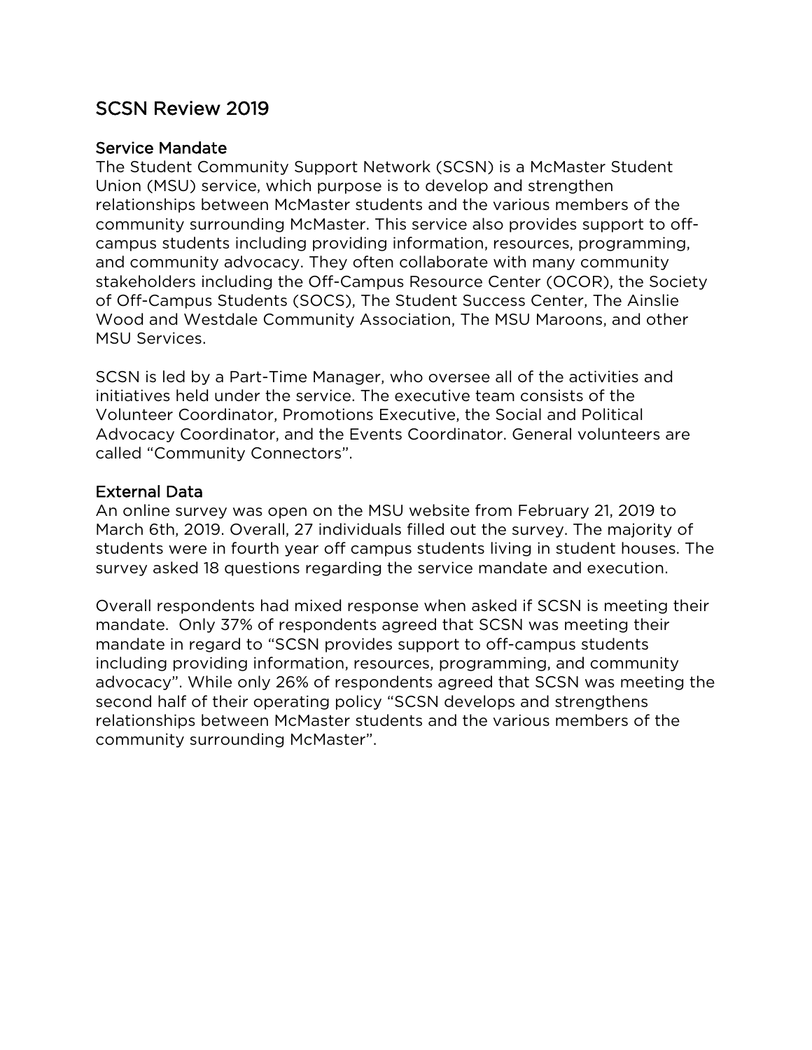## SCSN Review 2019

### Service Mandate

The Student Community Support Network (SCSN) is a McMaster Student Union (MSU) service, which purpose is to develop and strengthen relationships between McMaster students and the various members of the community surrounding McMaster. This service also provides support to off-campus students including providing information, resources, programming, and community advocacy. They often collaborate with many community stakeholders including the Off-Campus Resource Center (OCOR), the Society of Off-Campus Students (SOCS), The Student Success Center, The Ainslie Wood and Westdale Community Association, The MSU Maroons, and other MSU Services.

SCSN is led by a Part-Time Manager, who oversee all of the activities and initiatives held under the service. The executive team consists of the Volunteer Coordinator, Promotions Executive, the Social and Political Advocacy Coordinator, and the Events Coordinator. General volunteers are called "Community Connectors".

### External Data

An online survey was open on the MSU website from February 21, 2019 to March 6th, 2019. Overall, 27 individuals filled out the survey. The majority of students were in fourth year off campus students living in student houses. The survey asked 18 questions regarding the service mandate and execution.

Overall respondents had mixed response when asked if SCSN is meeting their mandate. Only 37% of respondents agreed that SCSN was meeting their mandate in regard to "SCSN provides support to off-campus students including providing information, resources, programming, and community advocacy". While only 26% of respondents agreed that SCSN was meeting the second half of their operating policy "SCSN develops and strengthens relationships between McMaster students and the various members of the community surrounding McMaster".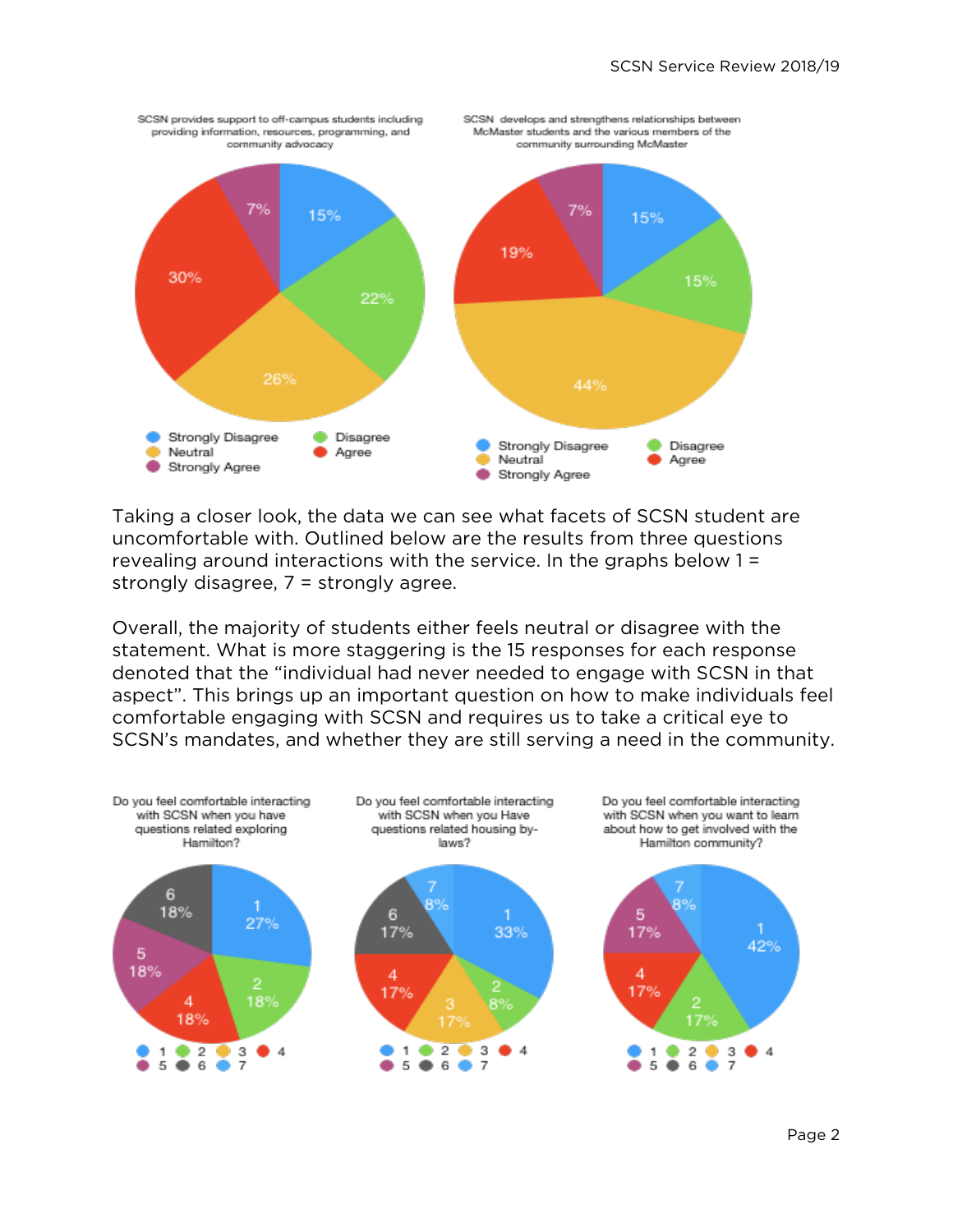SCSN provides support to off-campus students including providing information, resources, programming, and community advocacy

| Response | Percentage |
| --- | --- |
| Strongly Disagree | 15% |
| Disagree | 22% |
| Neutral | 26% |
| Agree | 30% |
| Strongly Agree | 7% |

SCSN develops and strengthens relationships between McMaster students and the various members of the community surrounding McMaster

| Response | Percentage |
| --- | --- |
| Strongly Disagree | 15% |
| Disagree | 15% |
| Neutral | 44% |
| Agree | 19% |
| Strongly Agree | 7% |

Taking a closer look, the data we can see what facets of SCSN student are uncomfortable with. Outlined below are the results from three questions revealing around interactions with the service. In the graphs below 1 = strongly disagree, 7 = strongly agree.

Overall, the majority of students either feels neutral or disagree with the statement. What is more staggering is the 15 responses for each response denoted that the "individual had never needed to engage with SCSN in that aspect". This brings up an important question on how to make individuals feel comfortable engaging with SCSN and requires us to take a critical eye to SCSN's mandates, and whether they are still serving a need in the community.

Do you feel comfortable interacting with SCSN when you have questions related exploring Hamilton?

| Rating | Percentage |
| --- | --- |
| 1 | 27% |
| 2 | 18% |
| 4 | 18% |
| 5 | 18% |
| 6 | 18% |

Do you feel comfortable interacting with SCSN when you Have questions related housing by-laws?

| Rating | Percentage |
| --- | --- |
| 1 | 33% |
| 2 | 8% |
| 3 | 17% |
| 4 | 17% |
| 6 | 17% |
| 7 | 8% |

Do you feel comfortable interacting with SCSN when you want to learn about how to get involved with the Hamilton community?

| Rating | Percentage |
| --- | --- |
| 1 | 42% |
| 2 | 17% |
| 4 | 17% |
| 5 | 17% |
| 7 | 8% |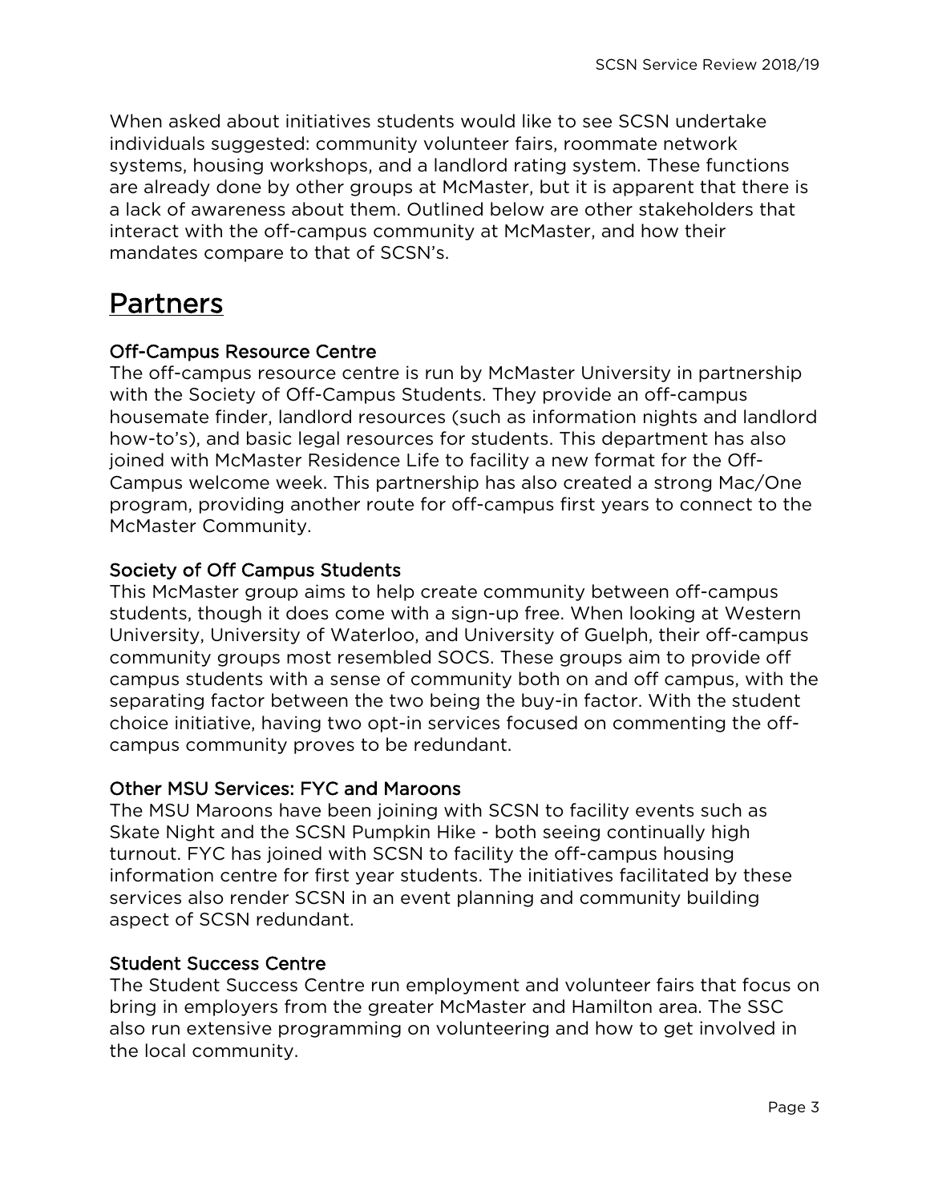When asked about initiatives students would like to see SCSN undertake individuals suggested: community volunteer fairs, roommate network systems, housing workshops, and a landlord rating system. These functions are already done by other groups at McMaster, but it is apparent that there is a lack of awareness about them. Outlined below are other stakeholders that interact with the off-campus community at McMaster, and how their mandates compare to that of SCSN's.

# Partners

### Off-Campus Resource Centre

The off-campus resource centre is run by McMaster University in partnership with the Society of Off-Campus Students. They provide an off-campus housemate finder, landlord resources (such as information nights and landlord how-to's), and basic legal resources for students. This department has also joined with McMaster Residence Life to facility a new format for the Off-Campus welcome week. This partnership has also created a strong Mac/One program, providing another route for off-campus first years to connect to the McMaster Community.

### Society of Off Campus Students

This McMaster group aims to help create community between off-campus students, though it does come with a sign-up free. When looking at Western University, University of Waterloo, and University of Guelph, their off-campus community groups most resembled SOCS. These groups aim to provide off campus students with a sense of community both on and off campus, with the separating factor between the two being the buy-in factor. With the student choice initiative, having two opt-in services focused on commenting the off-campus community proves to be redundant.

### Other MSU Services: FYC and Maroons

The MSU Maroons have been joining with SCSN to facility events such as Skate Night and the SCSN Pumpkin Hike - both seeing continually high turnout. FYC has joined with SCSN to facility the off-campus housing information centre for first year students. The initiatives facilitated by these services also render SCSN in an event planning and community building aspect of SCSN redundant.

### Student Success Centre

The Student Success Centre run employment and volunteer fairs that focus on bring in employers from the greater McMaster and Hamilton area. The SSC also run extensive programming on volunteering and how to get involved in the local community.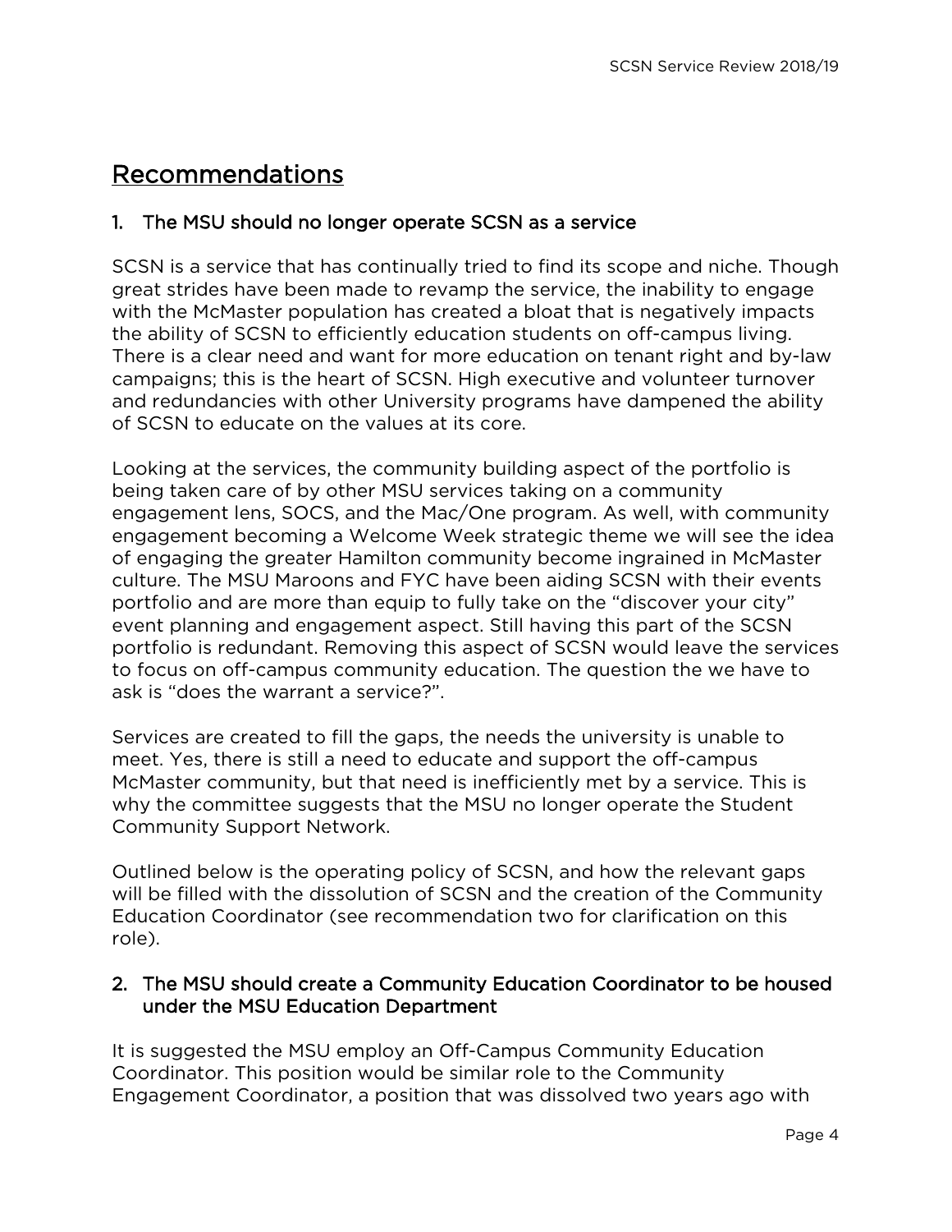## Recommendations

### 1. The MSU should no longer operate SCSN as a service

SCSN is a service that has continually tried to find its scope and niche. Though great strides have been made to revamp the service, the inability to engage with the McMaster population has created a bloat that is negatively impacts the ability of SCSN to efficiently education students on off-campus living. There is a clear need and want for more education on tenant right and by-law campaigns; this is the heart of SCSN. High executive and volunteer turnover and redundancies with other University programs have dampened the ability of SCSN to educate on the values at its core.

Looking at the services, the community building aspect of the portfolio is being taken care of by other MSU services taking on a community engagement lens, SOCS, and the Mac/One program. As well, with community engagement becoming a Welcome Week strategic theme we will see the idea of engaging the greater Hamilton community become ingrained in McMaster culture. The MSU Maroons and FYC have been aiding SCSN with their events portfolio and are more than equip to fully take on the “discover your city” event planning and engagement aspect. Still having this part of the SCSN portfolio is redundant. Removing this aspect of SCSN would leave the services to focus on off-campus community education. The question the we have to ask is “does the warrant a service?”.

Services are created to fill the gaps, the needs the university is unable to meet. Yes, there is still a need to educate and support the off-campus McMaster community, but that need is inefficiently met by a service. This is why the committee suggests that the MSU no longer operate the Student Community Support Network.

Outlined below is the operating policy of SCSN, and how the relevant gaps will be filled with the dissolution of SCSN and the creation of the Community Education Coordinator (see recommendation two for clarification on this role).

### 2. The MSU should create a Community Education Coordinator to be housed under the MSU Education Department

It is suggested the MSU employ an Off-Campus Community Education Coordinator. This position would be similar role to the Community Engagement Coordinator, a position that was dissolved two years ago with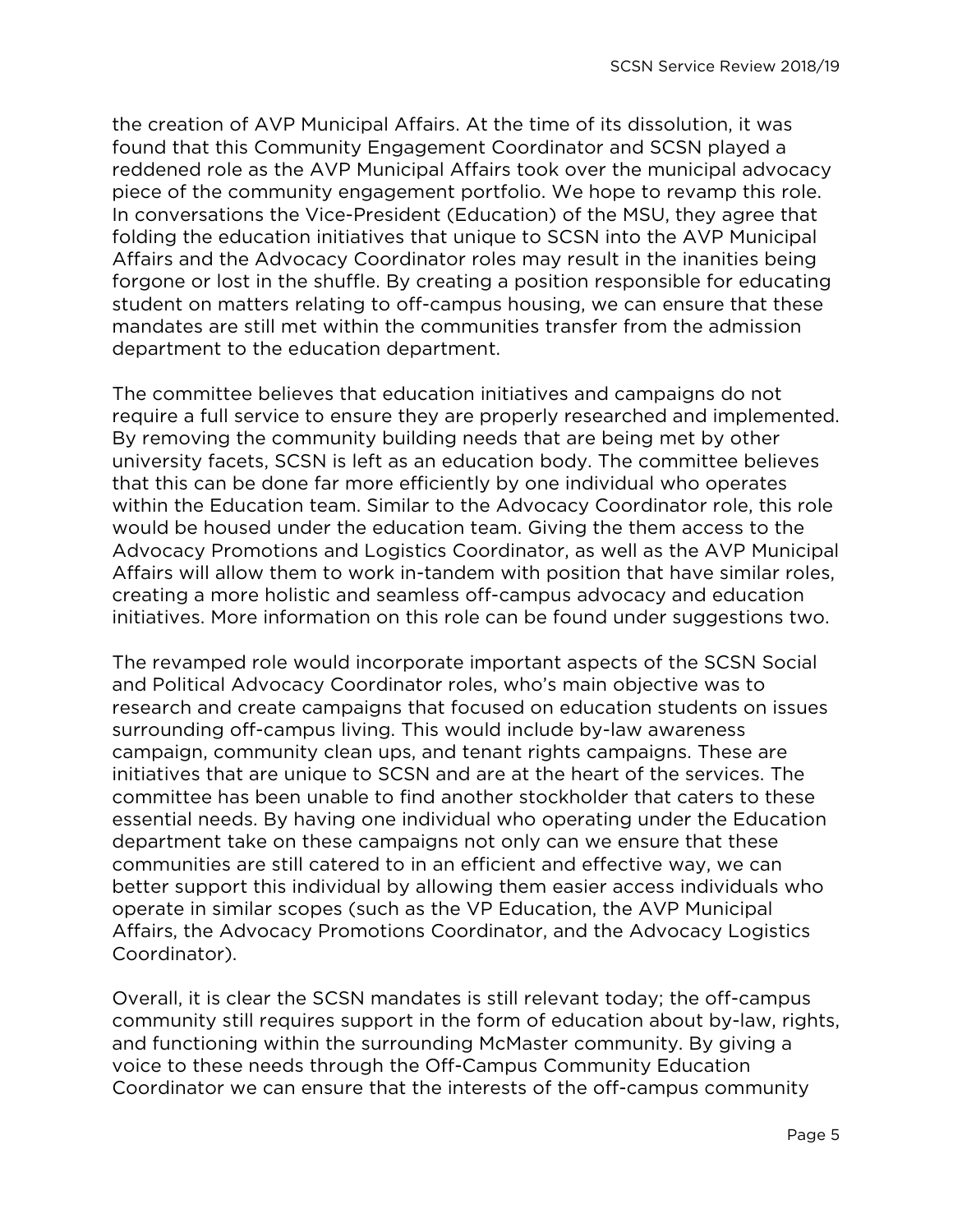the creation of AVP Municipal Affairs. At the time of its dissolution, it was found that this Community Engagement Coordinator and SCSN played a reddened role as the AVP Municipal Affairs took over the municipal advocacy piece of the community engagement portfolio. We hope to revamp this role. In conversations the Vice-President (Education) of the MSU, they agree that folding the education initiatives that unique to SCSN into the AVP Municipal Affairs and the Advocacy Coordinator roles may result in the inanities being forgone or lost in the shuffle. By creating a position responsible for educating student on matters relating to off-campus housing, we can ensure that these mandates are still met within the communities transfer from the admission department to the education department.

The committee believes that education initiatives and campaigns do not require a full service to ensure they are properly researched and implemented. By removing the community building needs that are being met by other university facets, SCSN is left as an education body. The committee believes that this can be done far more efficiently by one individual who operates within the Education team. Similar to the Advocacy Coordinator role, this role would be housed under the education team. Giving the them access to the Advocacy Promotions and Logistics Coordinator, as well as the AVP Municipal Affairs will allow them to work in-tandem with position that have similar roles, creating a more holistic and seamless off-campus advocacy and education initiatives. More information on this role can be found under suggestions two.

The revamped role would incorporate important aspects of the SCSN Social and Political Advocacy Coordinator roles, who's main objective was to research and create campaigns that focused on education students on issues surrounding off-campus living. This would include by-law awareness campaign, community clean ups, and tenant rights campaigns. These are initiatives that are unique to SCSN and are at the heart of the services. The committee has been unable to find another stockholder that caters to these essential needs. By having one individual who operating under the Education department take on these campaigns not only can we ensure that these communities are still catered to in an efficient and effective way, we can better support this individual by allowing them easier access individuals who operate in similar scopes (such as the VP Education, the AVP Municipal Affairs, the Advocacy Promotions Coordinator, and the Advocacy Logistics Coordinator).

Overall, it is clear the SCSN mandates is still relevant today; the off-campus community still requires support in the form of education about by-law, rights, and functioning within the surrounding McMaster community. By giving a voice to these needs through the Off-Campus Community Education Coordinator we can ensure that the interests of the off-campus community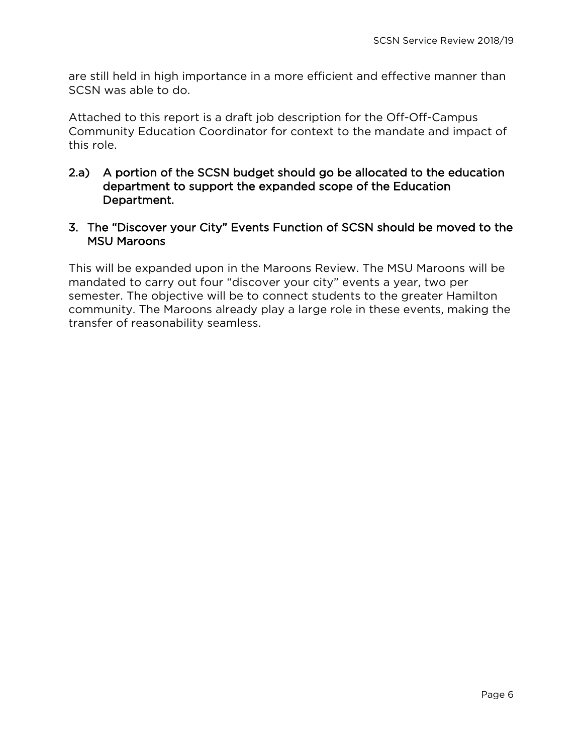are still held in high importance in a more efficient and effective manner than SCSN was able to do.

Attached to this report is a draft job description for the Off-Off-Campus Community Education Coordinator for context to the mandate and impact of this role.

### 2.a) A portion of the SCSN budget should go be allocated to the education department to support the expanded scope of the Education Department.

### 3. The "Discover your City" Events Function of SCSN should be moved to the MSU Maroons

This will be expanded upon in the Maroons Review. The MSU Maroons will be mandated to carry out four "discover your city" events a year, two per semester. The objective will be to connect students to the greater Hamilton community. The Maroons already play a large role in these events, making the transfer of reasonability seamless.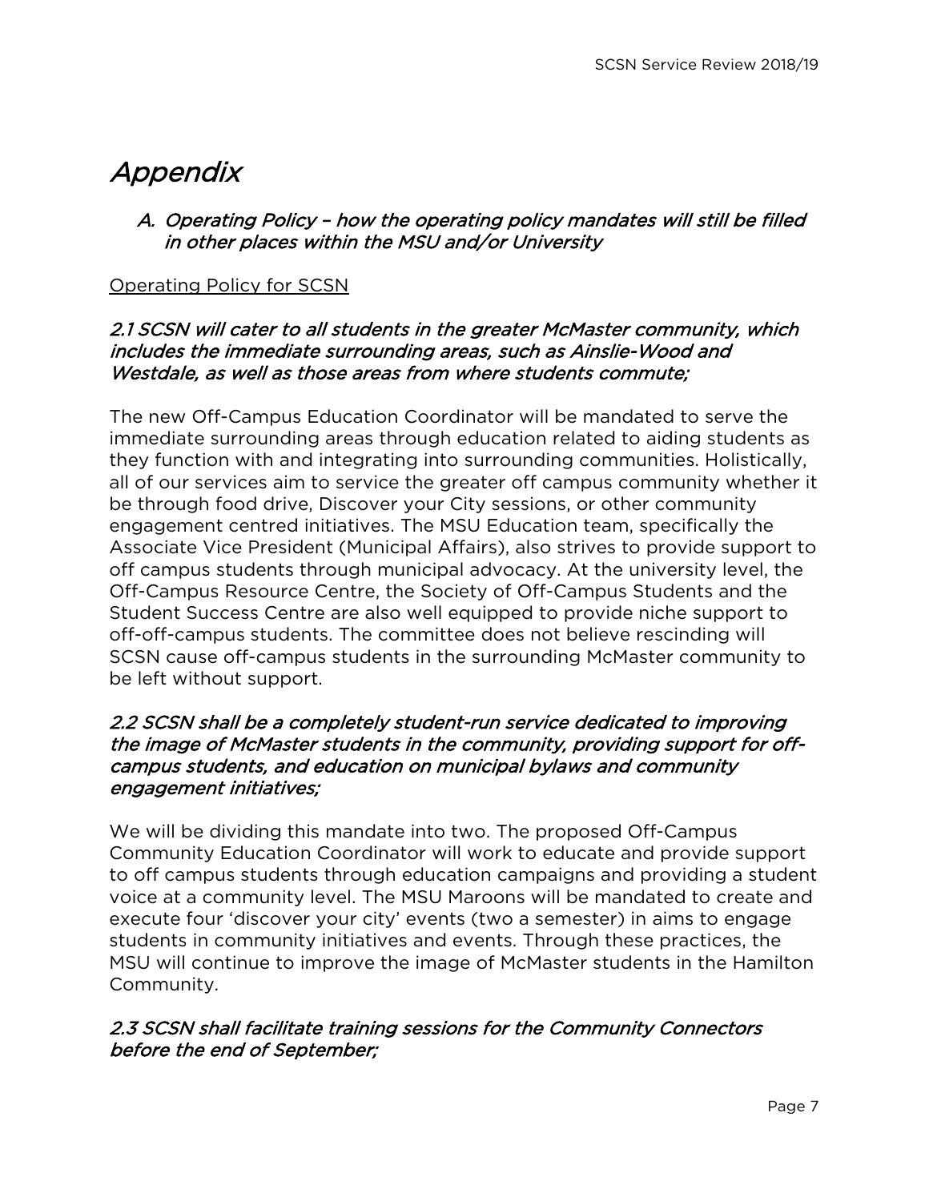# *Appendix*

## *A. Operating Policy – how the operating policy mandates will still be filled in other places within the MSU and/or University*

Operating Policy for SCSN

### *2.1 SCSN will cater to all students in the greater McMaster community, which includes the immediate surrounding areas, such as Ainslie-Wood and Westdale, as well as those areas from where students commute;*

The new Off-Campus Education Coordinator will be mandated to serve the immediate surrounding areas through education related to aiding students as they function with and integrating into surrounding communities. Holistically, all of our services aim to service the greater off campus community whether it be through food drive, Discover your City sessions, or other community engagement centred initiatives. The MSU Education team, specifically the Associate Vice President (Municipal Affairs), also strives to provide support to off campus students through municipal advocacy. At the university level, the Off-Campus Resource Centre, the Society of Off-Campus Students and the Student Success Centre are also well equipped to provide niche support to off-off-campus students. The committee does not believe rescinding will SCSN cause off-campus students in the surrounding McMaster community to be left without support.

### *2.2 SCSN shall be a completely student-run service dedicated to improving the image of McMaster students in the community, providing support for off-campus students, and education on municipal bylaws and community engagement initiatives;*

We will be dividing this mandate into two. The proposed Off-Campus Community Education Coordinator will work to educate and provide support to off campus students through education campaigns and providing a student voice at a community level. The MSU Maroons will be mandated to create and execute four 'discover your city' events (two a semester) in aims to engage students in community initiatives and events. Through these practices, the MSU will continue to improve the image of McMaster students in the Hamilton Community.

### *2.3 SCSN shall facilitate training sessions for the Community Connectors before the end of September;*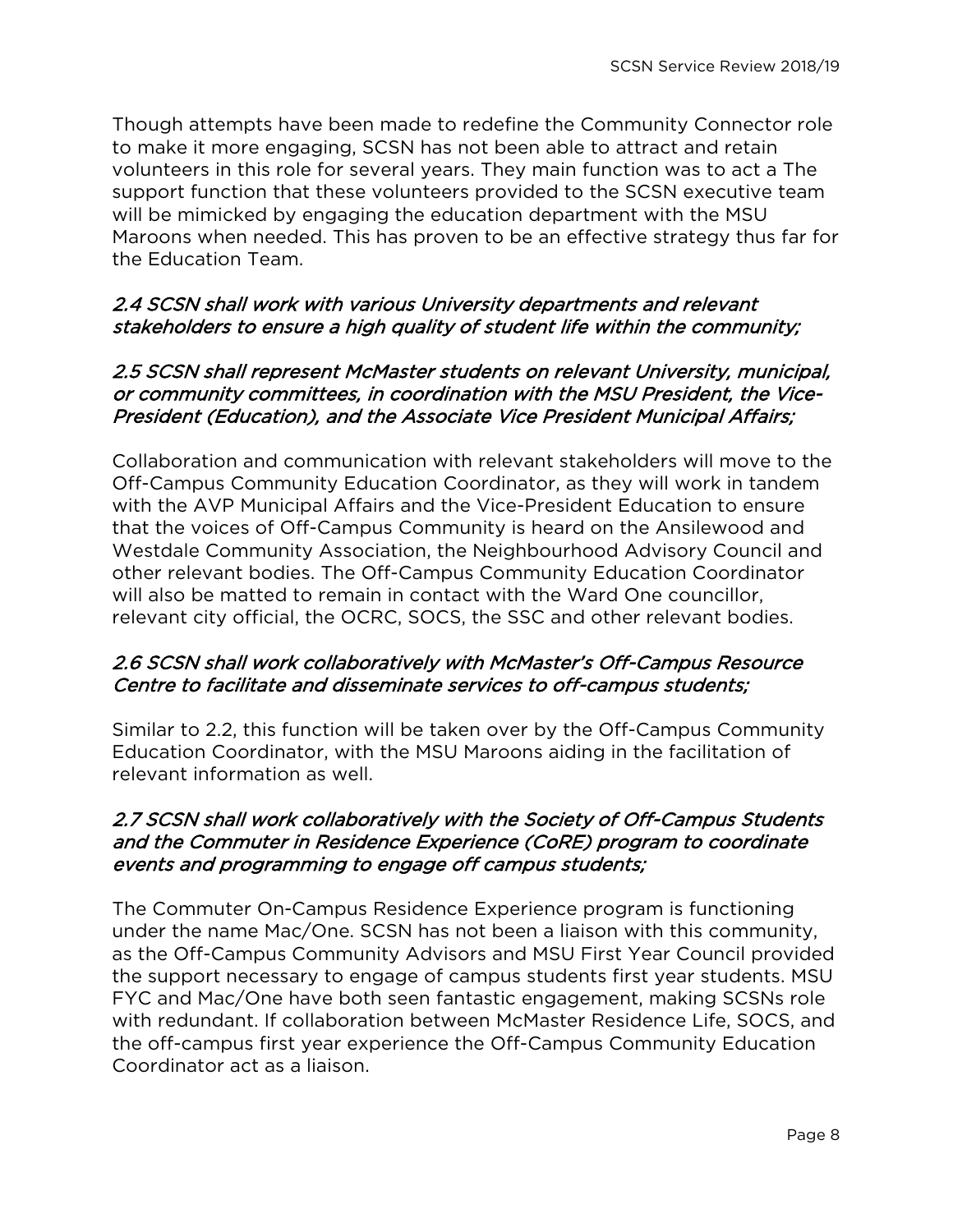Though attempts have been made to redefine the Community Connector role to make it more engaging, SCSN has not been able to attract and retain volunteers in this role for several years. They main function was to act a The support function that these volunteers provided to the SCSN executive team will be mimicked by engaging the education department with the MSU Maroons when needed. This has proven to be an effective strategy thus far for the Education Team.

*2.4 SCSN shall work with various University departments and relevant stakeholders to ensure a high quality of student life within the community;*

*2.5 SCSN shall represent McMaster students on relevant University, municipal, or community committees, in coordination with the MSU President, the Vice-President (Education), and the Associate Vice President Municipal Affairs;*

Collaboration and communication with relevant stakeholders will move to the Off-Campus Community Education Coordinator, as they will work in tandem with the AVP Municipal Affairs and the Vice-President Education to ensure that the voices of Off-Campus Community is heard on the Ansilewood and Westdale Community Association, the Neighbourhood Advisory Council and other relevant bodies. The Off-Campus Community Education Coordinator will also be matted to remain in contact with the Ward One councillor, relevant city official, the OCRC, SOCS, the SSC and other relevant bodies.

*2.6 SCSN shall work collaboratively with McMaster's Off-Campus Resource Centre to facilitate and disseminate services to off-campus students;*

Similar to 2.2, this function will be taken over by the Off-Campus Community Education Coordinator, with the MSU Maroons aiding in the facilitation of relevant information as well.

*2.7 SCSN shall work collaboratively with the Society of Off-Campus Students and the Commuter in Residence Experience (CoRE) program to coordinate events and programming to engage off campus students;*

The Commuter On-Campus Residence Experience program is functioning under the name Mac/One. SCSN has not been a liaison with this community, as the Off-Campus Community Advisors and MSU First Year Council provided the support necessary to engage of campus students first year students. MSU FYC and Mac/One have both seen fantastic engagement, making SCSNs role with redundant. If collaboration between McMaster Residence Life, SOCS, and the off-campus first year experience the Off-Campus Community Education Coordinator act as a liaison.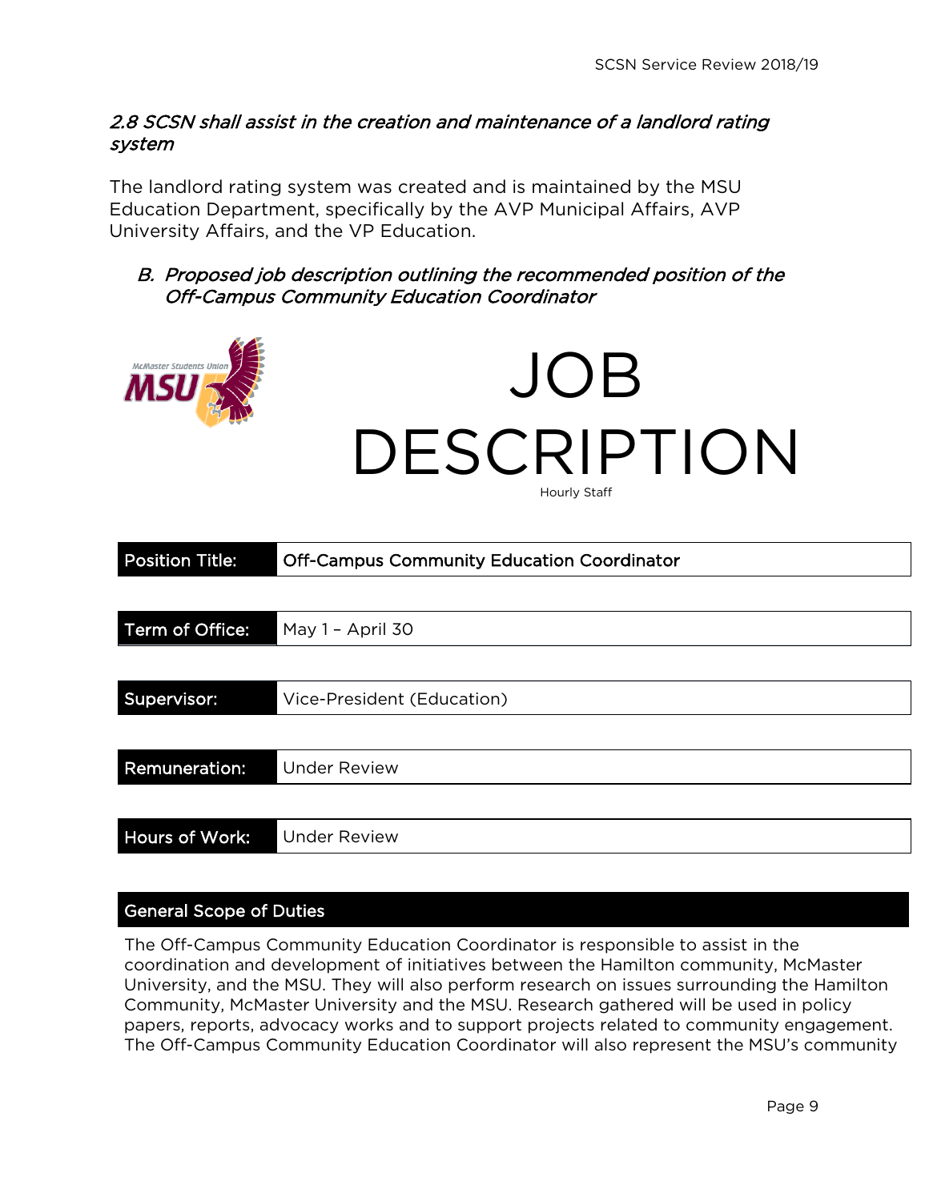*2.8 SCSN shall assist in the creation and maintenance of a landlord rating system*

The landlord rating system was created and is maintained by the MSU Education Department, specifically by the AVP Municipal Affairs, AVP University Affairs, and the VP Education.

*B. Proposed job description outlining the recommended position of the Off-Campus Community Education Coordinator*

# JOB DESCRIPTION

Hourly Staff

| | |
|---|---|
| **Position Title:** | Off-Campus Community Education Coordinator |
| **Term of Office:** | May 1 – April 30 |
| **Supervisor:** | Vice-President (Education) |
| **Remuneration:** | Under Review |
| **Hours of Work:** | Under Review |

## General Scope of Duties

The Off-Campus Community Education Coordinator is responsible to assist in the coordination and development of initiatives between the Hamilton community, McMaster University, and the MSU. They will also perform research on issues surrounding the Hamilton Community, McMaster University and the MSU. Research gathered will be used in policy papers, reports, advocacy works and to support projects related to community engagement. The Off-Campus Community Education Coordinator will also represent the MSU's community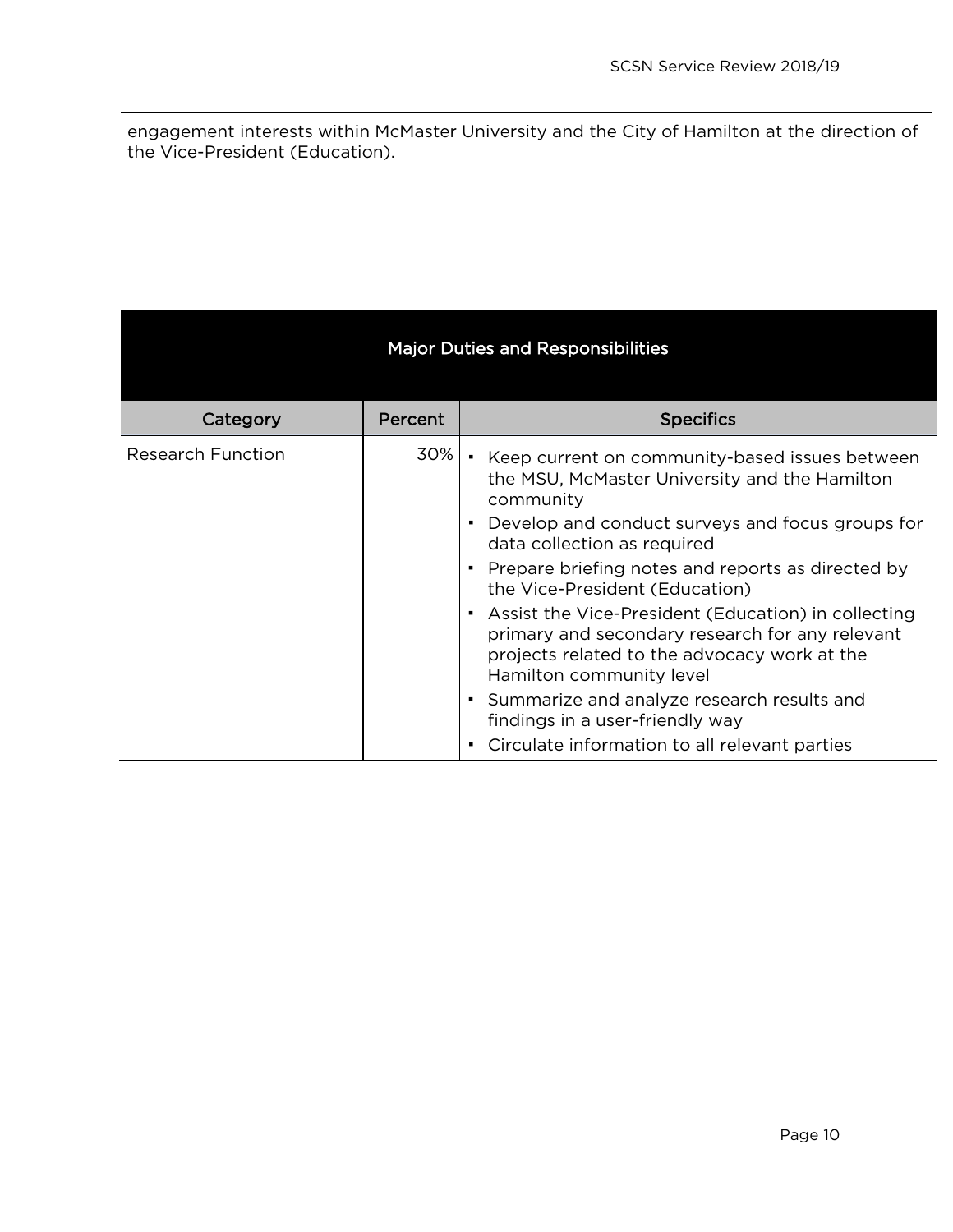engagement interests within McMaster University and the City of Hamilton at the direction of the Vice-President (Education).

| Major Duties and Responsibilities | | |
|---|---|---|
| **Category** | **Percent** | **Specifics** |
| Research Function | 30% | ▪ Keep current on community-based issues between the MSU, McMaster University and the Hamilton community<br>▪ Develop and conduct surveys and focus groups for data collection as required<br>▪ Prepare briefing notes and reports as directed by the Vice-President (Education)<br>▪ Assist the Vice-President (Education) in collecting primary and secondary research for any relevant projects related to the advocacy work at the Hamilton community level<br>▪ Summarize and analyze research results and findings in a user-friendly way<br>▪ Circulate information to all relevant parties |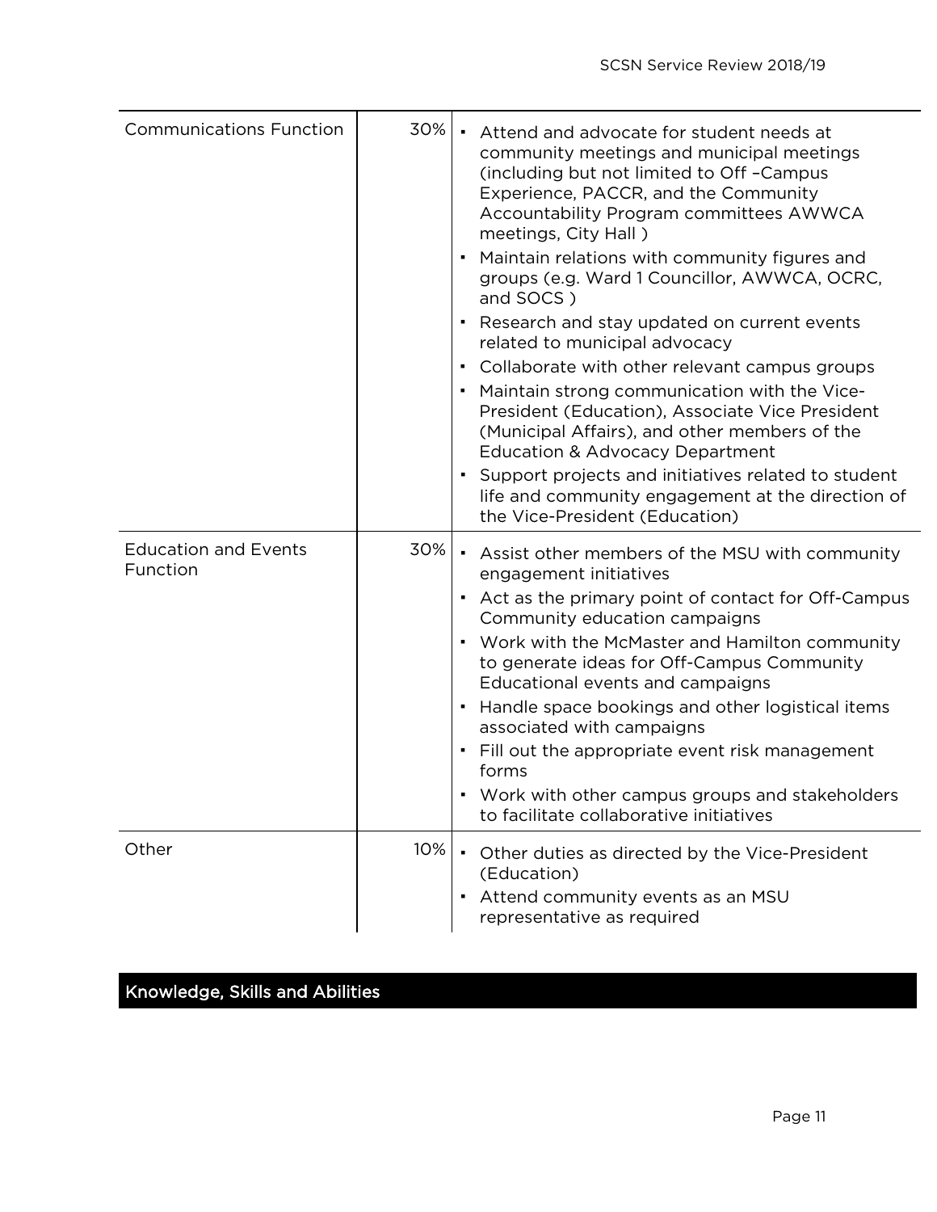| | | |
|---|---|---|
| Communications Function | 30% | ▪ Attend and advocate for student needs at community meetings and municipal meetings (including but not limited to Off –Campus Experience, PACCR, and the Community Accountability Program committees AWWCA meetings, City Hall )<br>▪ Maintain relations with community figures and groups (e.g. Ward 1 Councillor, AWWCA, OCRC, and SOCS )<br>▪ Research and stay updated on current events related to municipal advocacy<br>▪ Collaborate with other relevant campus groups<br>▪ Maintain strong communication with the Vice-President (Education), Associate Vice President (Municipal Affairs), and other members of the Education & Advocacy Department<br>▪ Support projects and initiatives related to student life and community engagement at the direction of the Vice-President (Education) |
| Education and Events Function | 30% | ▪ Assist other members of the MSU with community engagement initiatives<br>▪ Act as the primary point of contact for Off-Campus Community education campaigns<br>▪ Work with the McMaster and Hamilton community to generate ideas for Off-Campus Community Educational events and campaigns<br>▪ Handle space bookings and other logistical items associated with campaigns<br>▪ Fill out the appropriate event risk management forms<br>▪ Work with other campus groups and stakeholders to facilitate collaborative initiatives |
| Other | 10% | ▪ Other duties as directed by the Vice-President (Education)<br>▪ Attend community events as an MSU representative as required |

## Knowledge, Skills and Abilities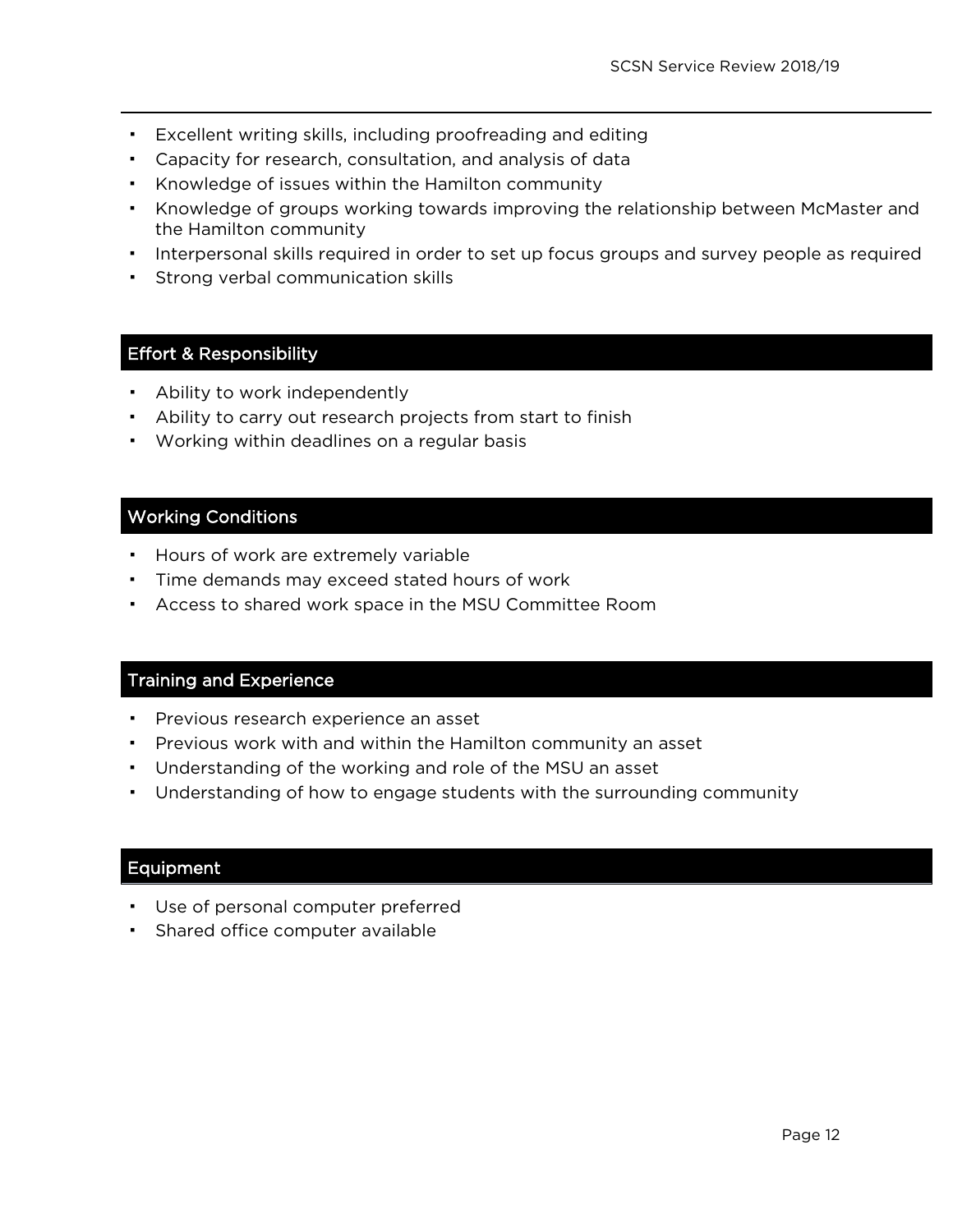- Excellent writing skills, including proofreading and editing
- Capacity for research, consultation, and analysis of data
- Knowledge of issues within the Hamilton community
- Knowledge of groups working towards improving the relationship between McMaster and the Hamilton community
- Interpersonal skills required in order to set up focus groups and survey people as required
- Strong verbal communication skills

## Effort & Responsibility

- Ability to work independently
- Ability to carry out research projects from start to finish
- Working within deadlines on a regular basis

## Working Conditions

- Hours of work are extremely variable
- Time demands may exceed stated hours of work
- Access to shared work space in the MSU Committee Room

## Training and Experience

- Previous research experience an asset
- Previous work with and within the Hamilton community an asset
- Understanding of the working and role of the MSU an asset
- Understanding of how to engage students with the surrounding community

## Equipment

- Use of personal computer preferred
- Shared office computer available